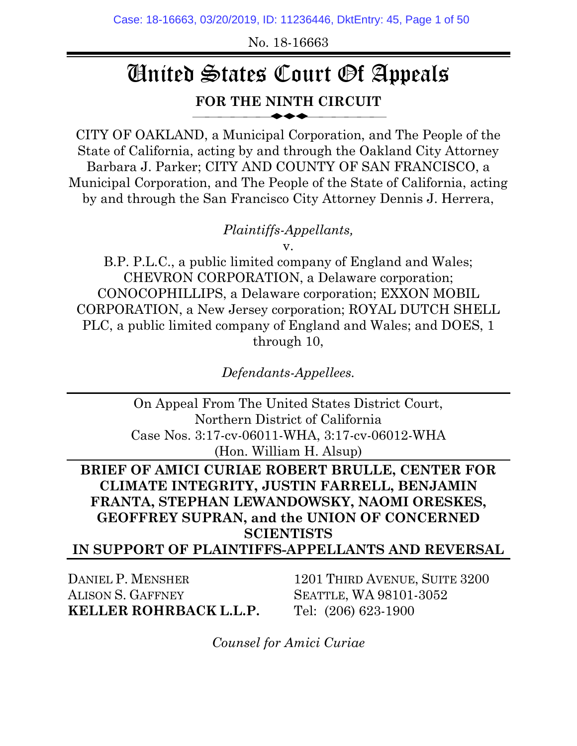No. 18-16663

# United States Court Of Appeals

**FOR THE NINTH CIRCUIT**

CITY OF OAKLAND, a Municipal Corporation, and The People of the State of California, acting by and through the Oakland City Attorney Barbara J. Parker; CITY AND COUNTY OF SAN FRANCISCO, a Municipal Corporation, and The People of the State of California, acting by and through the San Francisco City Attorney Dennis J. Herrera,

*Plaintiffs-Appellants,*

v.

B.P. P.L.C., a public limited company of England and Wales; CHEVRON CORPORATION, a Delaware corporation; CONOCOPHILLIPS, a Delaware corporation; EXXON MOBIL CORPORATION, a New Jersey corporation; ROYAL DUTCH SHELL PLC, a public limited company of England and Wales; and DOES, 1 through 10,

*Defendants-Appellees.*

On Appeal From The United States District Court,
Northern District of California
Case Nos. 3:17-cv-06011-WHA, 3:17-cv-06012-WHA
(Hon. William H. Alsup)

**BRIEF OF AMICI CURIAE ROBERT BRULLE, CENTER FOR CLIMATE INTEGRITY, JUSTIN FARRELL, BENJAMIN FRANTA, STEPHAN LEWANDOWSKY, NAOMI ORESKES, GEOFFREY SUPRAN, and the UNION OF CONCERNED SCIENTISTS IN SUPPORT OF PLAINTIFFS-APPELLANTS AND REVERSAL**

DANIEL P. MENSHER
ALISON S. GAFFNEY
**KELLER ROHRBACK L.L.P.**

1201 THIRD AVENUE, SUITE 3200
SEATTLE, WA 98101-3052
Tel: (206) 623-1900

*Counsel for Amici Curiae*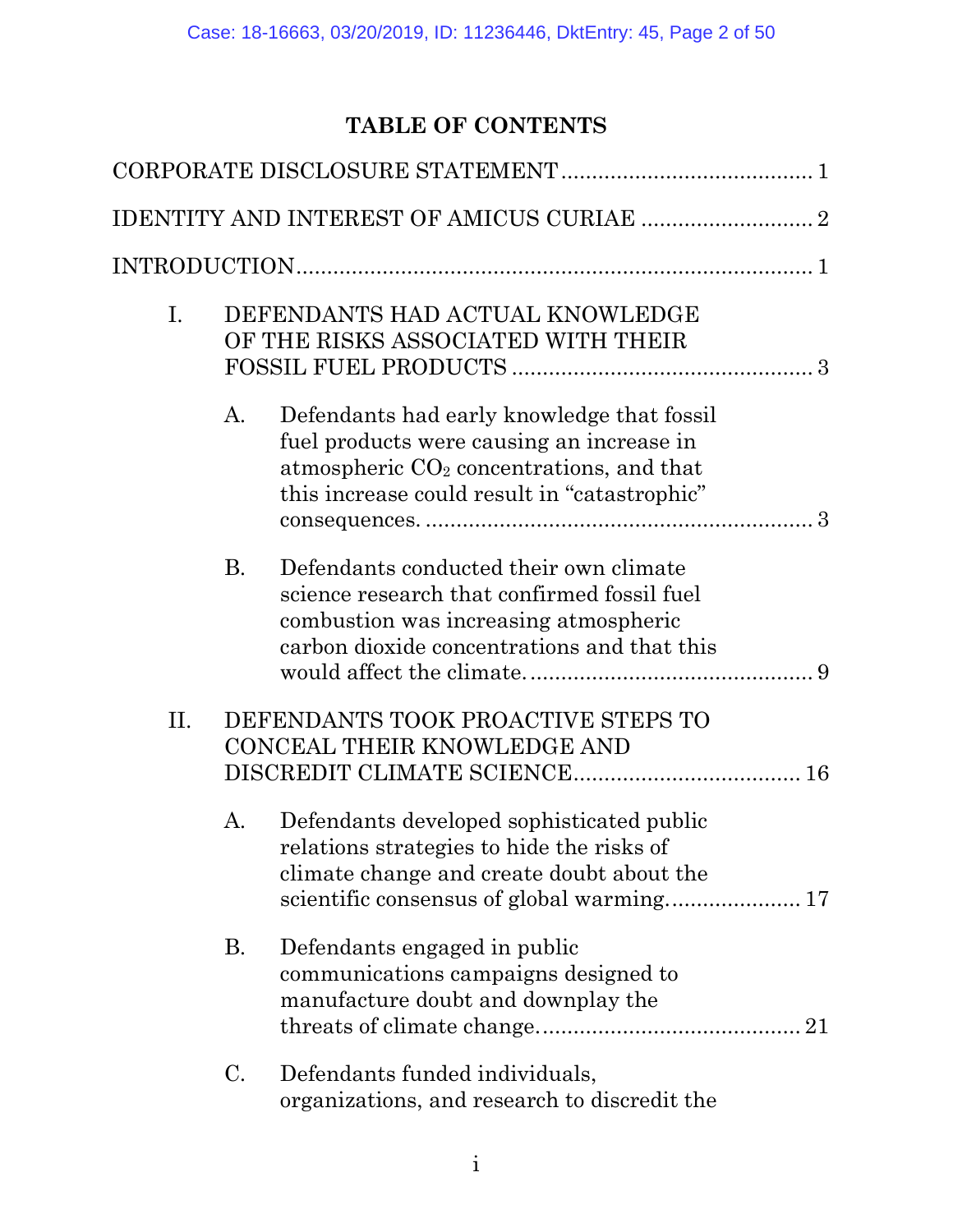# TABLE OF CONTENTS

CORPORATE DISCLOSURE STATEMENT ........................................ 1

IDENTITY AND INTEREST OF AMICUS CURIAE ............................ 2

INTRODUCTION .................................................................... 1

I. DEFENDANTS HAD ACTUAL KNOWLEDGE OF THE RISKS ASSOCIATED WITH THEIR FOSSIL FUEL PRODUCTS ................................................ 3

   A. Defendants had early knowledge that fossil fuel products were causing an increase in atmospheric $CO_2$ concentrations, and that this increase could result in "catastrophic" consequences. .............................................................. 3

   B. Defendants conducted their own climate science research that confirmed fossil fuel combustion was increasing atmospheric carbon dioxide concentrations and that this would affect the climate. ............................................ 9

II. DEFENDANTS TOOK PROACTIVE STEPS TO CONCEAL THEIR KNOWLEDGE AND DISCREDIT CLIMATE SCIENCE .................................... 16

   A. Defendants developed sophisticated public relations strategies to hide the risks of climate change and create doubt about the scientific consensus of global warming. .................... 17

   B. Defendants engaged in public communications campaigns designed to manufacture doubt and downplay the threats of climate change. ......................................... 21

   C. Defendants funded individuals, organizations, and research to discredit the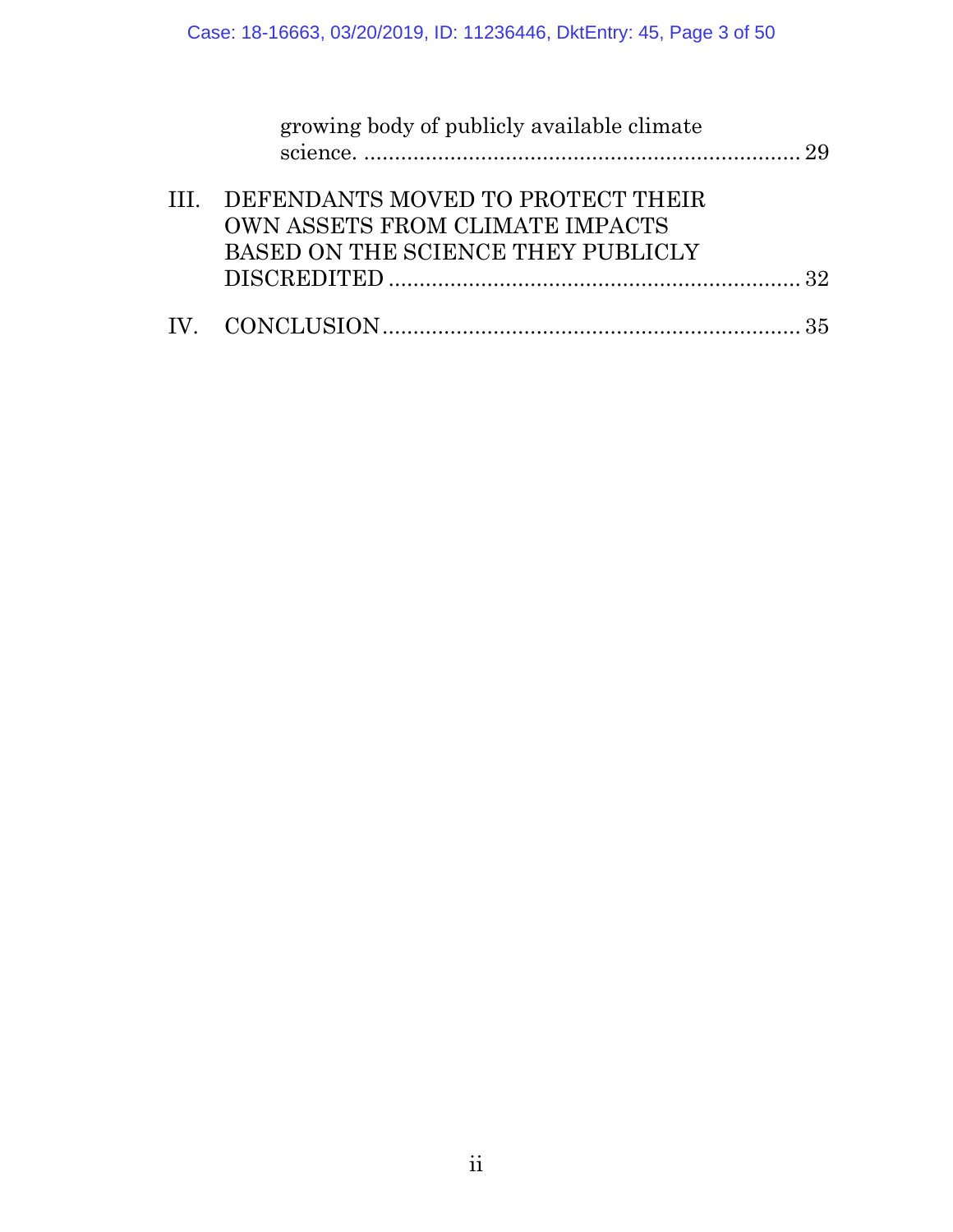growing body of publicly available climate science. ........................................................................ 29

III. DEFENDANTS MOVED TO PROTECT THEIR OWN ASSETS FROM CLIMATE IMPACTS BASED ON THE SCIENCE THEY PUBLICLY DISCREDITED ........................................................................ 32

IV. CONCLUSION ........................................................................ 35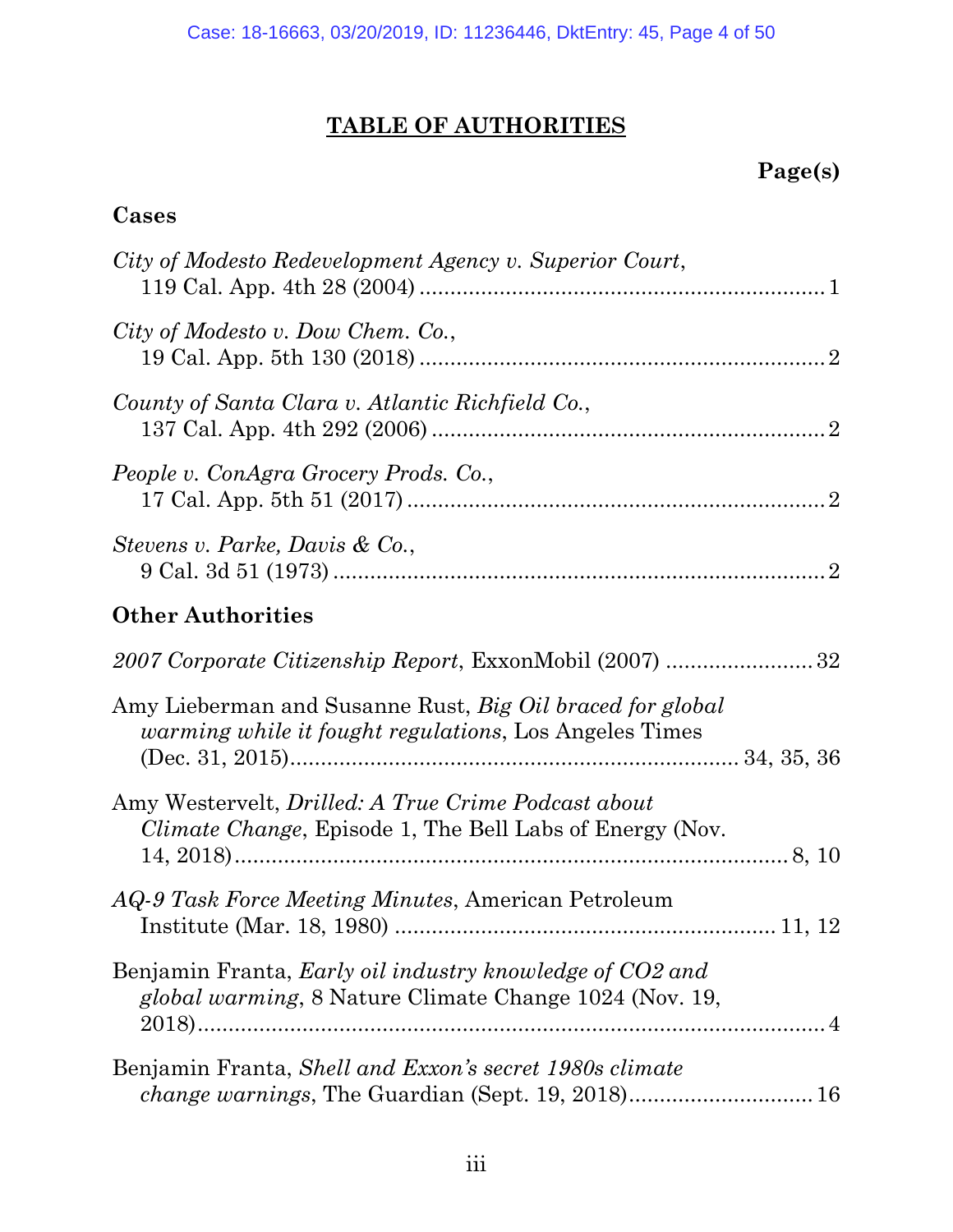## TABLE OF AUTHORITIES

**Page(s)**

### Cases

*City of Modesto Redevelopment Agency v. Superior Court*, 119 Cal. App. 4th 28 (2004) .......... 1

*City of Modesto v. Dow Chem. Co.*, 19 Cal. App. 5th 130 (2018) .......... 2

*County of Santa Clara v. Atlantic Richfield Co.*, 137 Cal. App. 4th 292 (2006) .......... 2

*People v. ConAgra Grocery Prods. Co.*, 17 Cal. App. 5th 51 (2017) .......... 2

*Stevens v. Parke, Davis & Co.*, 9 Cal. 3d 51 (1973) .......... 2

### Other Authorities

*2007 Corporate Citizenship Report*, ExxonMobil (2007) .......... 32

Amy Lieberman and Susanne Rust, *Big Oil braced for global warming while it fought regulations*, Los Angeles Times (Dec. 31, 2015) .......... 34, 35, 36

Amy Westervelt, *Drilled: A True Crime Podcast about Climate Change*, Episode 1, The Bell Labs of Energy (Nov. 14, 2018) .......... 8, 10

*AQ-9 Task Force Meeting Minutes*, American Petroleum Institute (Mar. 18, 1980) .......... 11, 12

Benjamin Franta, *Early oil industry knowledge of CO2 and global warming*, 8 Nature Climate Change 1024 (Nov. 19, 2018) .......... 4

Benjamin Franta, *Shell and Exxon's secret 1980s climate change warnings*, The Guardian (Sept. 19, 2018) .......... 16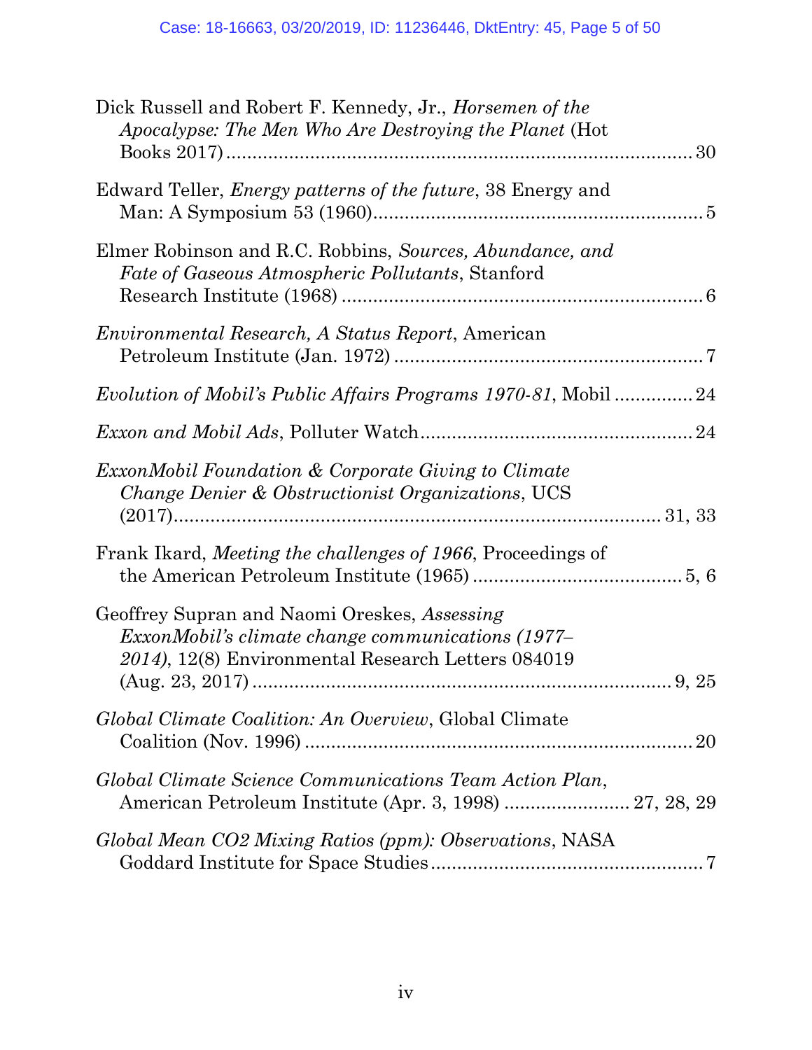Dick Russell and Robert F. Kennedy, Jr., *Horsemen of the Apocalypse: The Men Who Are Destroying the Planet* (Hot Books 2017) ........................................................................................ 30

Edward Teller, *Energy patterns of the future*, 38 Energy and Man: A Symposium 53 (1960)............................................................... 5

Elmer Robinson and R.C. Robbins, *Sources, Abundance, and Fate of Gaseous Atmospheric Pollutants*, Stanford Research Institute (1968) ..................................................................... 6

*Environmental Research, A Status Report*, American Petroleum Institute (Jan. 1972) ........................................................... 7

*Evolution of Mobil's Public Affairs Programs 1970-81*, Mobil ............... 24

*Exxon and Mobil Ads*, Polluter Watch.................................................... 24

*ExxonMobil Foundation & Corporate Giving to Climate Change Denier & Obstructionist Organizations*, UCS (2017)............................................................................................ 31, 33

Frank Ikard, *Meeting the challenges of 1966*, Proceedings of the American Petroleum Institute (1965) ........................................ 5, 6

Geoffrey Supran and Naomi Oreskes, *Assessing ExxonMobil's climate change communications (1977–2014)*, 12(8) Environmental Research Letters 084019 (Aug. 23, 2017) ................................................................................ 9, 25

*Global Climate Coalition: An Overview*, Global Climate Coalition (Nov. 1996) ......................................................................... 20

*Global Climate Science Communications Team Action Plan*, American Petroleum Institute (Apr. 3, 1998) ........................ 27, 28, 29

*Global Mean CO2 Mixing Ratios (ppm): Observations*, NASA Goddard Institute for Space Studies .................................................... 7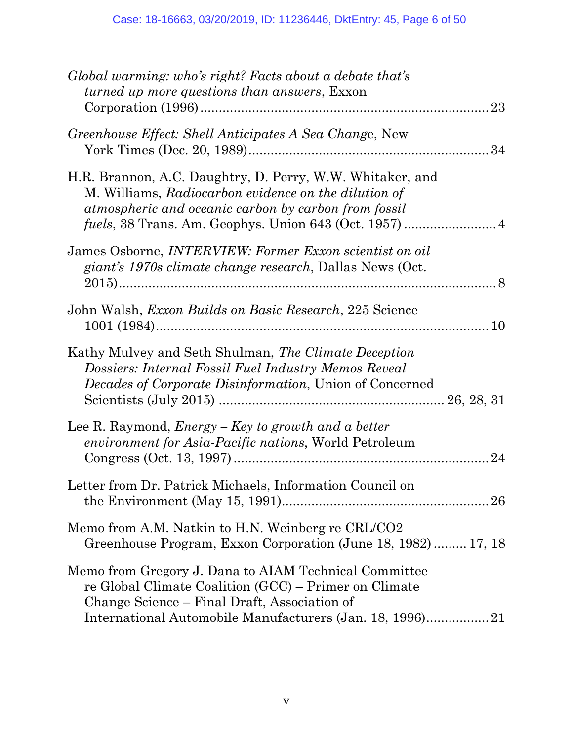*Global warming: who's right? Facts about a debate that's turned up more questions than answers*, Exxon Corporation (1996) ............................................................................ 23

*Greenhouse Effect: Shell Anticipates A Sea Change*, New York Times (Dec. 20, 1989) ................................................................ 34

H.R. Brannon, A.C. Daughtry, D. Perry, W.W. Whitaker, and M. Williams, *Radiocarbon evidence on the dilution of atmospheric and oceanic carbon by carbon from fossil fuels*, 38 Trans. Am. Geophys. Union 643 (Oct. 1957) ......................... 4

James Osborne, *INTERVIEW: Former Exxon scientist on oil giant's 1970s climate change research*, Dallas News (Oct. 2015) ............................................................................................ 8

John Walsh, *Exxon Builds on Basic Research*, 225 Science 1001 (1984) ........................................................................................ 10

Kathy Mulvey and Seth Shulman, *The Climate Deception Dossiers: Internal Fossil Fuel Industry Memos Reveal Decades of Corporate Disinformation*, Union of Concerned Scientists (July 2015) ............................................................ 26, 28, 31

Lee R. Raymond, *Energy – Key to growth and a better environment for Asia-Pacific nations*, World Petroleum Congress (Oct. 13, 1997) ..................................................................... 24

Letter from Dr. Patrick Michaels, Information Council on the Environment (May 15, 1991) ........................................................ 26

Memo from A.M. Natkin to H.N. Weinberg re CRL/CO2 Greenhouse Program, Exxon Corporation (June 18, 1982) ......... 17, 18

Memo from Gregory J. Dana to AIAM Technical Committee re Global Climate Coalition (GCC) – Primer on Climate Change Science – Final Draft, Association of International Automobile Manufacturers (Jan. 18, 1996) ................. 21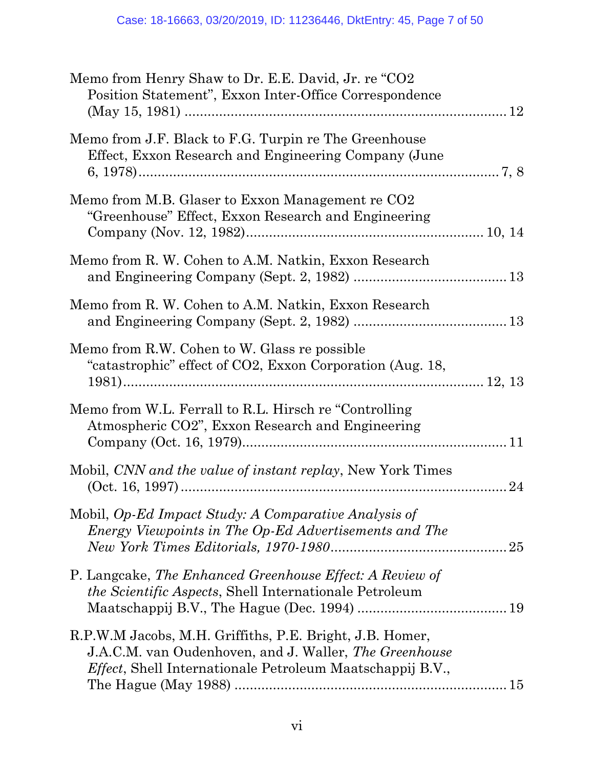Memo from Henry Shaw to Dr. E.E. David, Jr. re "CO2 Position Statement", Exxon Inter-Office Correspondence (May 15, 1981) .................................................................................... 12

Memo from J.F. Black to F.G. Turpin re The Greenhouse Effect, Exxon Research and Engineering Company (June 6, 1978)............................................................................................. 7, 8

Memo from M.B. Glaser to Exxon Management re CO2 "Greenhouse" Effect, Exxon Research and Engineering Company (Nov. 12, 1982)............................................................ 10, 14

Memo from R. W. Cohen to A.M. Natkin, Exxon Research and Engineering Company (Sept. 2, 1982) ....................................... 13

Memo from R. W. Cohen to A.M. Natkin, Exxon Research and Engineering Company (Sept. 2, 1982) ....................................... 13

Memo from R.W. Cohen to W. Glass re possible "catastrophic" effect of CO2, Exxon Corporation (Aug. 18, 1981)......................................................................................... 12, 13

Memo from W.L. Ferrall to R.L. Hirsch re "Controlling Atmospheric CO2", Exxon Research and Engineering Company (Oct. 16, 1979).................................................................... 11

Mobil, *CNN and the value of instant replay*, New York Times (Oct. 16, 1997)..................................................................................... 24

Mobil, *Op-Ed Impact Study: A Comparative Analysis of Energy Viewpoints in The Op-Ed Advertisements and The New York Times Editorials, 1970-1980*............................................. 25

P. Langcake, *The Enhanced Greenhouse Effect: A Review of the Scientific Aspects*, Shell Internationale Petroleum Maatschappij B.V., The Hague (Dec. 1994) ...................................... 19

R.P.W.M Jacobs, M.H. Griffiths, P.E. Bright, J.B. Homer, J.A.C.M. van Oudenhoven, and J. Waller, *The Greenhouse Effect*, Shell Internationale Petroleum Maatschappij B.V., The Hague (May 1988) ...................................................................... 15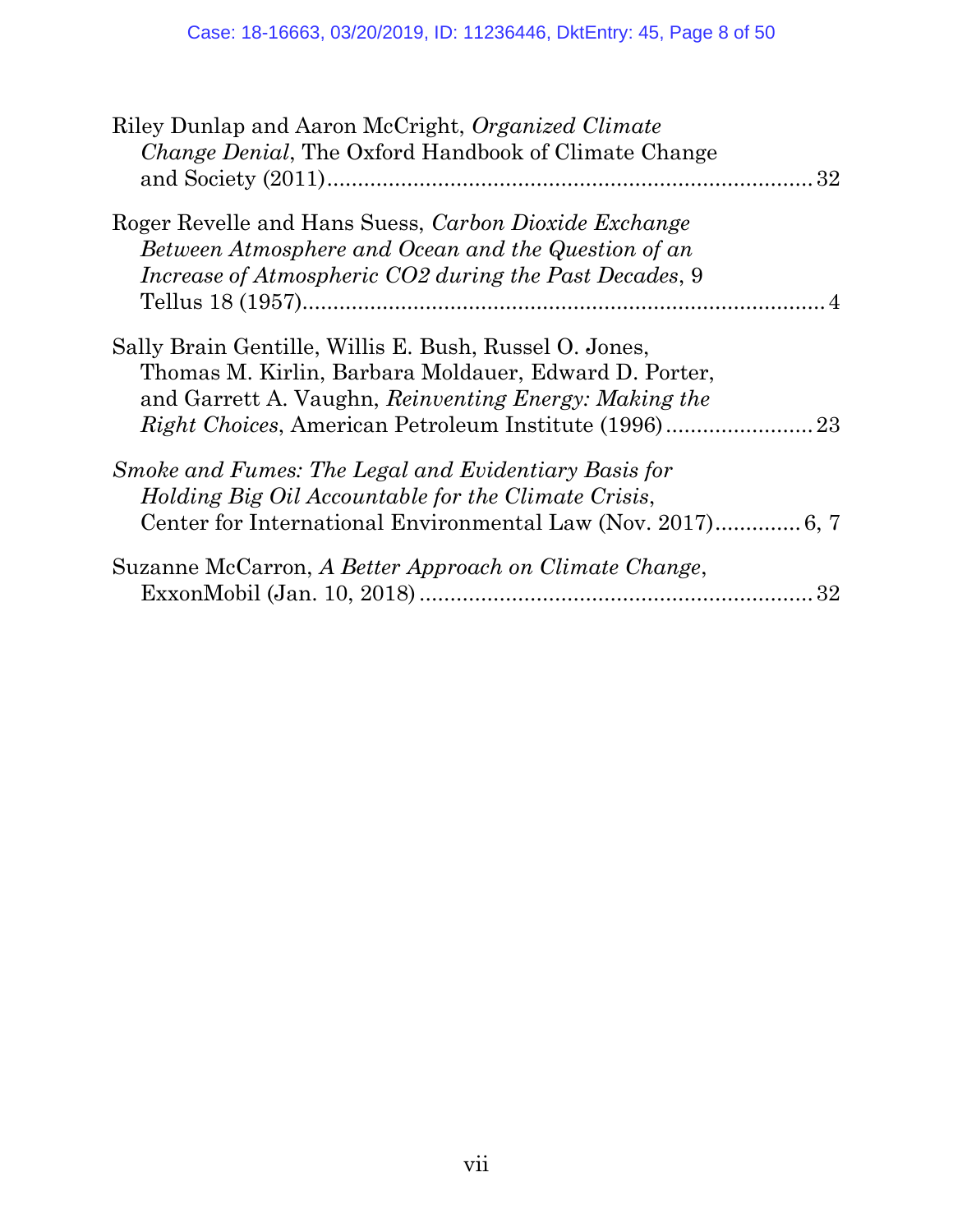Riley Dunlap and Aaron McCright, *Organized Climate Change Denial*, The Oxford Handbook of Climate Change and Society (2011)................................................................................ 32

Roger Revelle and Hans Suess, *Carbon Dioxide Exchange Between Atmosphere and Ocean and the Question of an Increase of Atmospheric CO2 during the Past Decades*, 9 Tellus 18 (1957)..................................................................................... 4

Sally Brain Gentille, Willis E. Bush, Russel O. Jones, Thomas M. Kirlin, Barbara Moldauer, Edward D. Porter, and Garrett A. Vaughn, *Reinventing Energy: Making the Right Choices*, American Petroleum Institute (1996)........................ 23

*Smoke and Fumes: The Legal and Evidentiary Basis for Holding Big Oil Accountable for the Climate Crisis*, Center for International Environmental Law (Nov. 2017)............. 6, 7

Suzanne McCarron, *A Better Approach on Climate Change*, ExxonMobil (Jan. 10, 2018) ................................................................ 32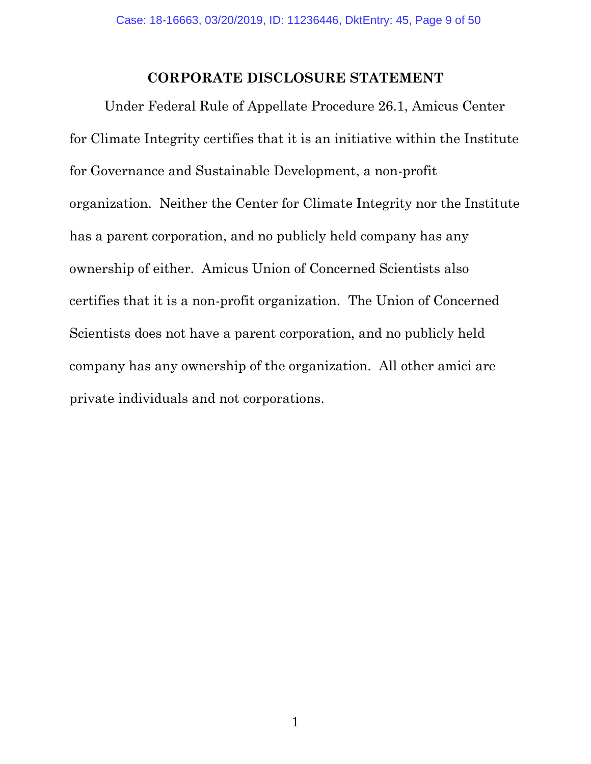## CORPORATE DISCLOSURE STATEMENT

Under Federal Rule of Appellate Procedure 26.1, Amicus Center for Climate Integrity certifies that it is an initiative within the Institute for Governance and Sustainable Development, a non-profit organization. Neither the Center for Climate Integrity nor the Institute has a parent corporation, and no publicly held company has any ownership of either. Amicus Union of Concerned Scientists also certifies that it is a non-profit organization. The Union of Concerned Scientists does not have a parent corporation, and no publicly held company has any ownership of the organization. All other amici are private individuals and not corporations.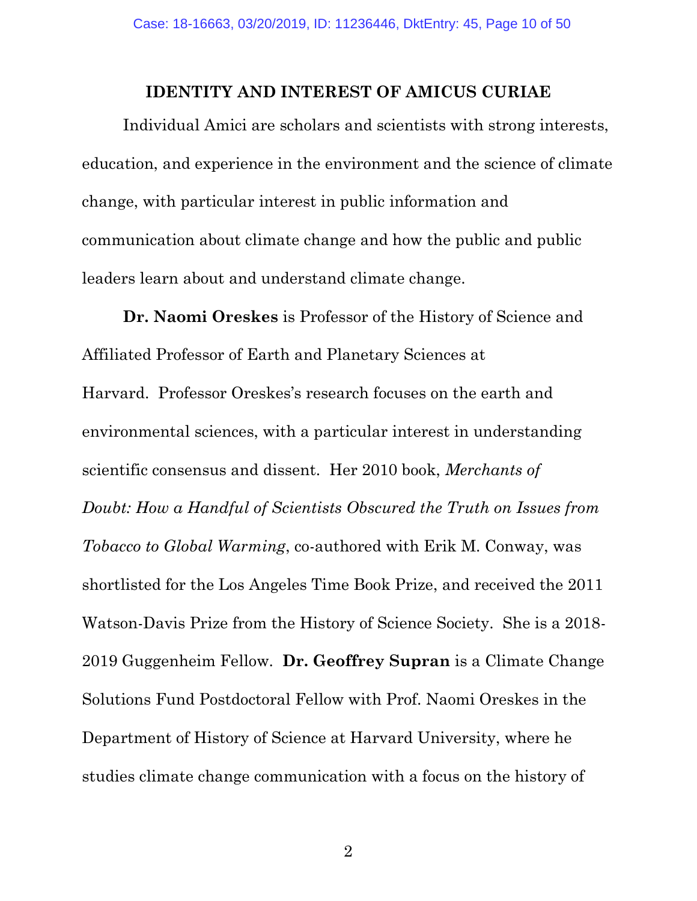## IDENTITY AND INTEREST OF AMICUS CURIAE

Individual Amici are scholars and scientists with strong interests, education, and experience in the environment and the science of climate change, with particular interest in public information and communication about climate change and how the public and public leaders learn about and understand climate change.

**Dr. Naomi Oreskes** is Professor of the History of Science and Affiliated Professor of Earth and Planetary Sciences at Harvard. Professor Oreskes's research focuses on the earth and environmental sciences, with a particular interest in understanding scientific consensus and dissent. Her 2010 book, *Merchants of Doubt: How a Handful of Scientists Obscured the Truth on Issues from Tobacco to Global Warming*, co-authored with Erik M. Conway, was shortlisted for the Los Angeles Time Book Prize, and received the 2011 Watson-Davis Prize from the History of Science Society. She is a 2018-2019 Guggenheim Fellow. **Dr. Geoffrey Supran** is a Climate Change Solutions Fund Postdoctoral Fellow with Prof. Naomi Oreskes in the Department of History of Science at Harvard University, where he studies climate change communication with a focus on the history of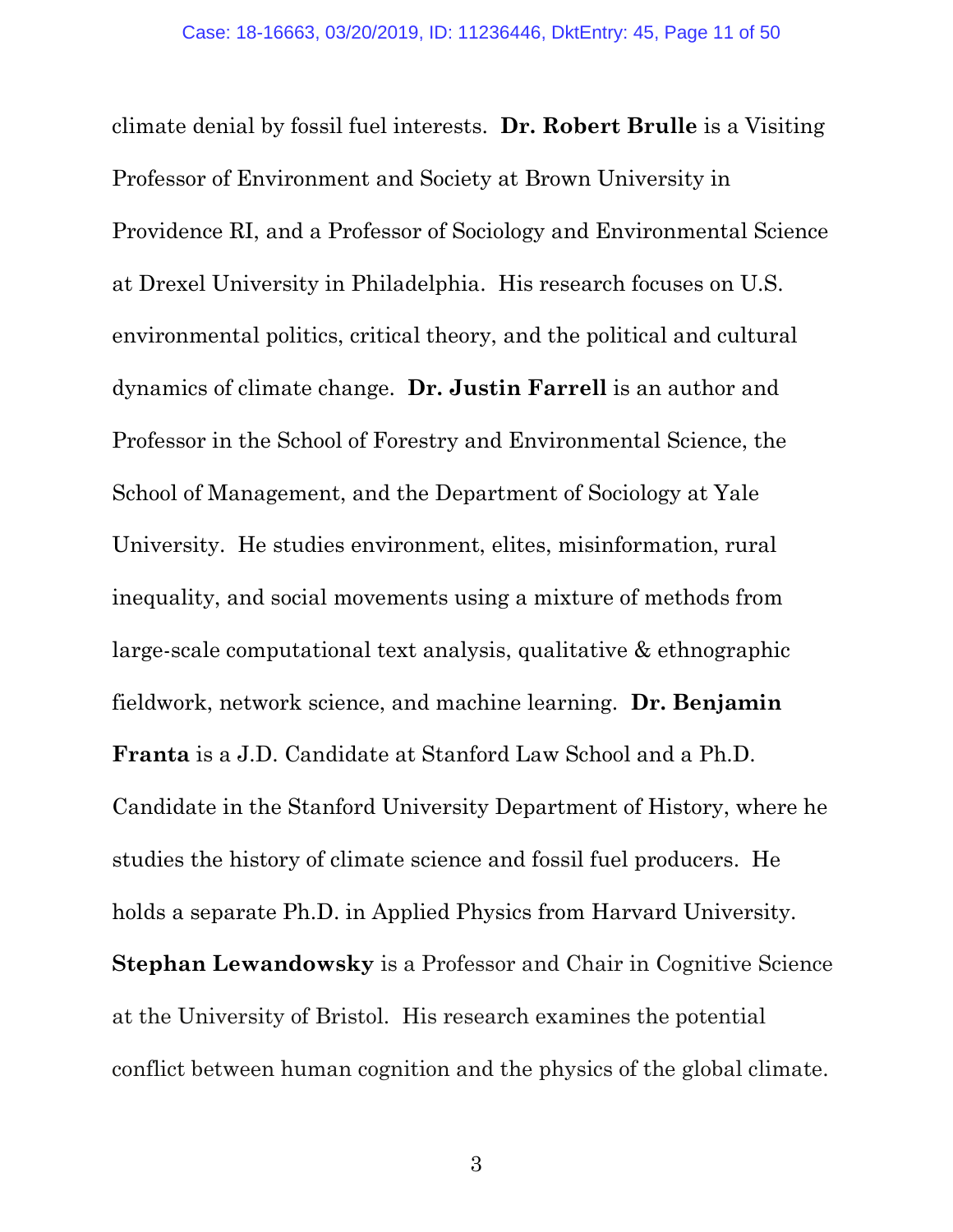climate denial by fossil fuel interests. **Dr. Robert Brulle** is a Visiting Professor of Environment and Society at Brown University in Providence RI, and a Professor of Sociology and Environmental Science at Drexel University in Philadelphia. His research focuses on U.S. environmental politics, critical theory, and the political and cultural dynamics of climate change. **Dr. Justin Farrell** is an author and Professor in the School of Forestry and Environmental Science, the School of Management, and the Department of Sociology at Yale University. He studies environment, elites, misinformation, rural inequality, and social movements using a mixture of methods from large-scale computational text analysis, qualitative & ethnographic fieldwork, network science, and machine learning. **Dr. Benjamin Franta** is a J.D. Candidate at Stanford Law School and a Ph.D. Candidate in the Stanford University Department of History, where he studies the history of climate science and fossil fuel producers. He holds a separate Ph.D. in Applied Physics from Harvard University. **Stephan Lewandowsky** is a Professor and Chair in Cognitive Science at the University of Bristol. His research examines the potential conflict between human cognition and the physics of the global climate.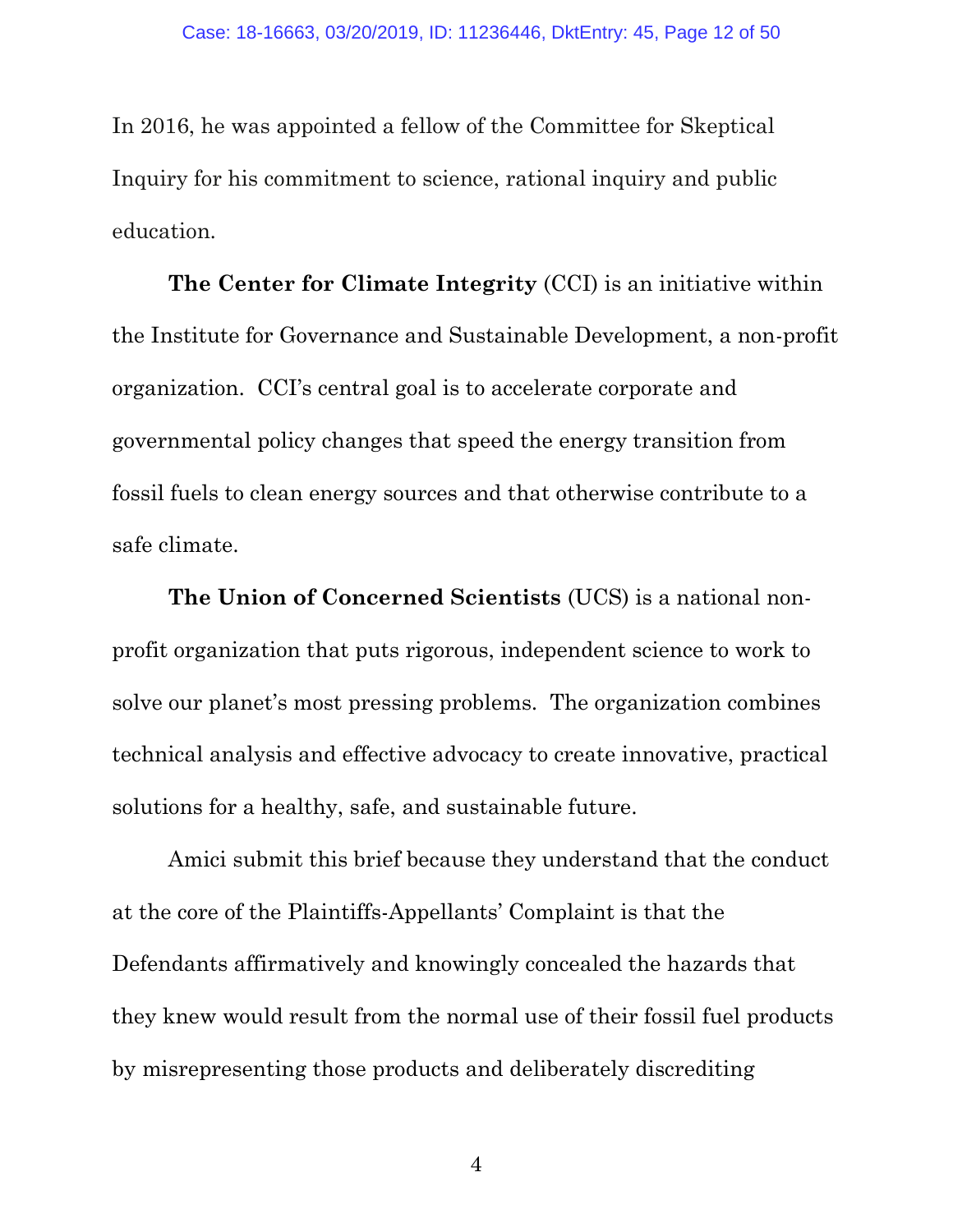In 2016, he was appointed a fellow of the Committee for Skeptical Inquiry for his commitment to science, rational inquiry and public education.

**The Center for Climate Integrity** (CCI) is an initiative within the Institute for Governance and Sustainable Development, a non-profit organization. CCI's central goal is to accelerate corporate and governmental policy changes that speed the energy transition from fossil fuels to clean energy sources and that otherwise contribute to a safe climate.

**The Union of Concerned Scientists** (UCS) is a national non-profit organization that puts rigorous, independent science to work to solve our planet's most pressing problems. The organization combines technical analysis and effective advocacy to create innovative, practical solutions for a healthy, safe, and sustainable future.

Amici submit this brief because they understand that the conduct at the core of the Plaintiffs-Appellants' Complaint is that the Defendants affirmatively and knowingly concealed the hazards that they knew would result from the normal use of their fossil fuel products by misrepresenting those products and deliberately discrediting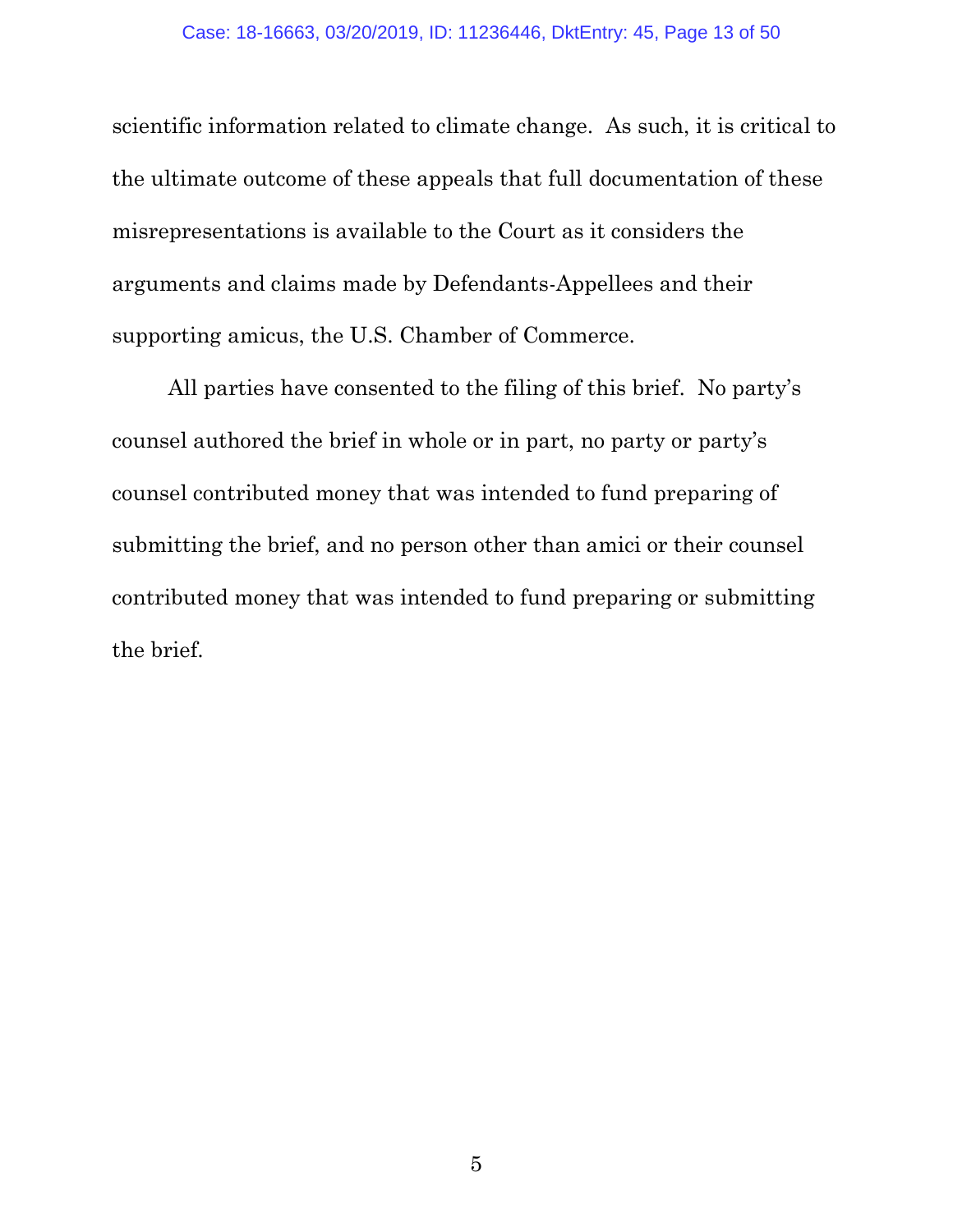scientific information related to climate change. As such, it is critical to the ultimate outcome of these appeals that full documentation of these misrepresentations is available to the Court as it considers the arguments and claims made by Defendants-Appellees and their supporting amicus, the U.S. Chamber of Commerce.

All parties have consented to the filing of this brief. No party's counsel authored the brief in whole or in part, no party or party's counsel contributed money that was intended to fund preparing of submitting the brief, and no person other than amici or their counsel contributed money that was intended to fund preparing or submitting the brief.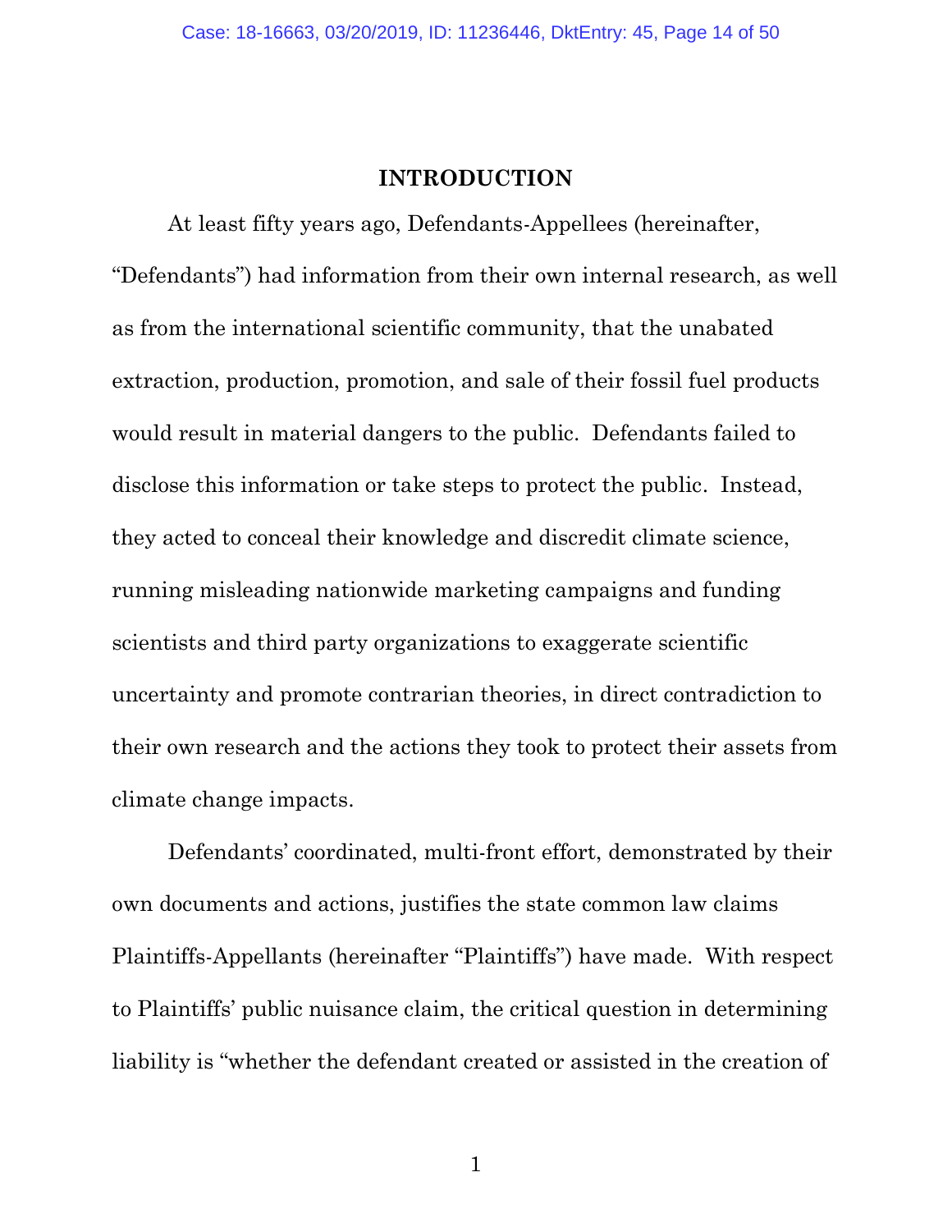# INTRODUCTION

At least fifty years ago, Defendants-Appellees (hereinafter, "Defendants") had information from their own internal research, as well as from the international scientific community, that the unabated extraction, production, promotion, and sale of their fossil fuel products would result in material dangers to the public. Defendants failed to disclose this information or take steps to protect the public. Instead, they acted to conceal their knowledge and discredit climate science, running misleading nationwide marketing campaigns and funding scientists and third party organizations to exaggerate scientific uncertainty and promote contrarian theories, in direct contradiction to their own research and the actions they took to protect their assets from climate change impacts.

Defendants' coordinated, multi-front effort, demonstrated by their own documents and actions, justifies the state common law claims Plaintiffs-Appellants (hereinafter "Plaintiffs") have made. With respect to Plaintiffs' public nuisance claim, the critical question in determining liability is "whether the defendant created or assisted in the creation of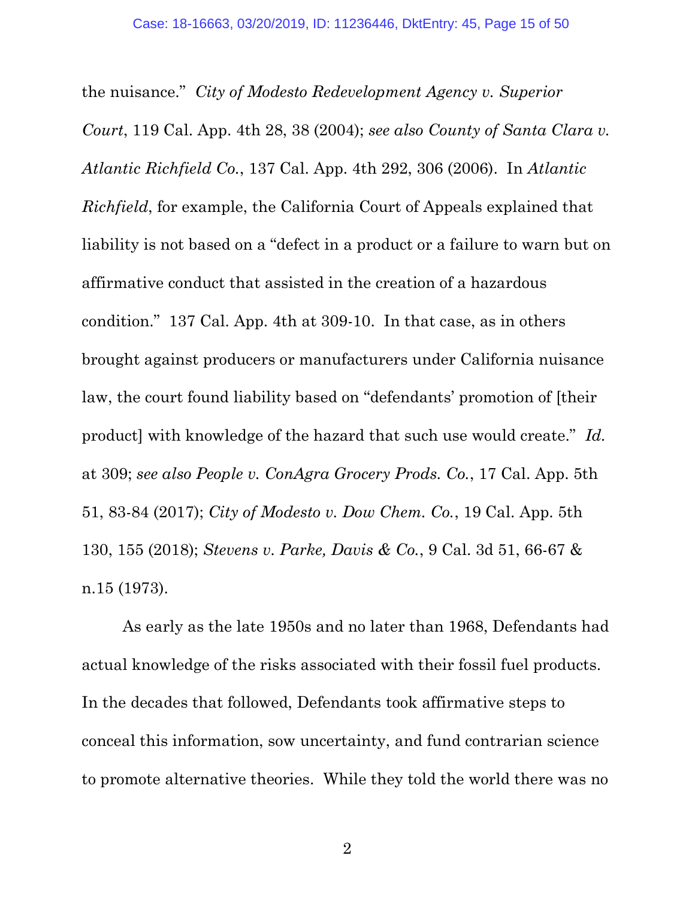the nuisance." *City of Modesto Redevelopment Agency v. Superior Court*, 119 Cal. App. 4th 28, 38 (2004); *see also County of Santa Clara v. Atlantic Richfield Co.*, 137 Cal. App. 4th 292, 306 (2006). In *Atlantic Richfield*, for example, the California Court of Appeals explained that liability is not based on a "defect in a product or a failure to warn but on affirmative conduct that assisted in the creation of a hazardous condition." 137 Cal. App. 4th at 309-10. In that case, as in others brought against producers or manufacturers under California nuisance law, the court found liability based on "defendants' promotion of [their product] with knowledge of the hazard that such use would create." *Id.* at 309; *see also People v. ConAgra Grocery Prods. Co.*, 17 Cal. App. 5th 51, 83-84 (2017); *City of Modesto v. Dow Chem. Co.*, 19 Cal. App. 5th 130, 155 (2018); *Stevens v. Parke, Davis & Co.*, 9 Cal. 3d 51, 66-67 & n.15 (1973).

As early as the late 1950s and no later than 1968, Defendants had actual knowledge of the risks associated with their fossil fuel products. In the decades that followed, Defendants took affirmative steps to conceal this information, sow uncertainty, and fund contrarian science to promote alternative theories. While they told the world there was no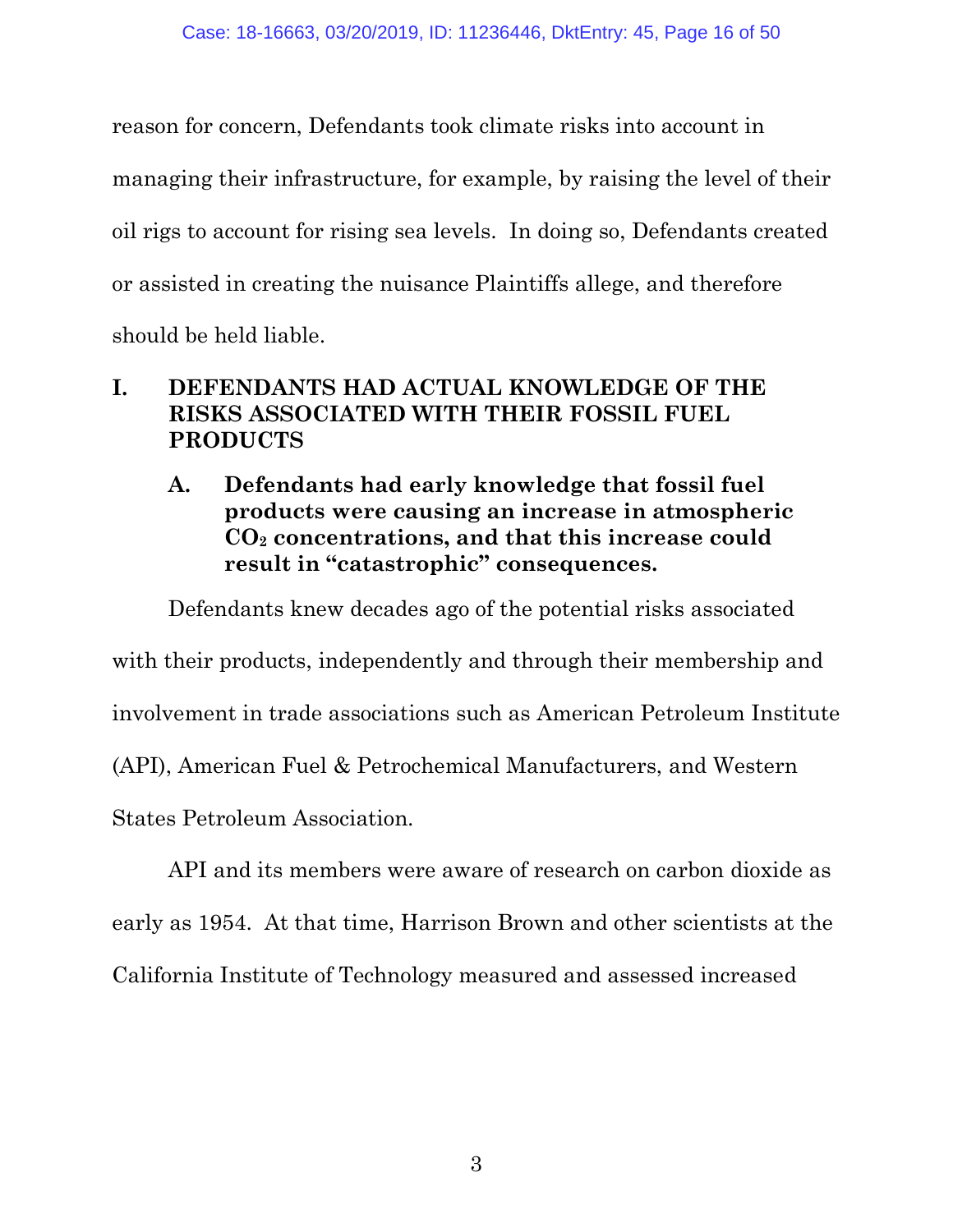reason for concern, Defendants took climate risks into account in managing their infrastructure, for example, by raising the level of their oil rigs to account for rising sea levels. In doing so, Defendants created or assisted in creating the nuisance Plaintiffs allege, and therefore should be held liable.

## I. DEFENDANTS HAD ACTUAL KNOWLEDGE OF THE RISKS ASSOCIATED WITH THEIR FOSSIL FUEL PRODUCTS

### A. Defendants had early knowledge that fossil fuel products were causing an increase in atmospheric $CO_2$ concentrations, and that this increase could result in "catastrophic" consequences.

Defendants knew decades ago of the potential risks associated with their products, independently and through their membership and involvement in trade associations such as American Petroleum Institute (API), American Fuel & Petrochemical Manufacturers, and Western States Petroleum Association.

API and its members were aware of research on carbon dioxide as early as 1954. At that time, Harrison Brown and other scientists at the California Institute of Technology measured and assessed increased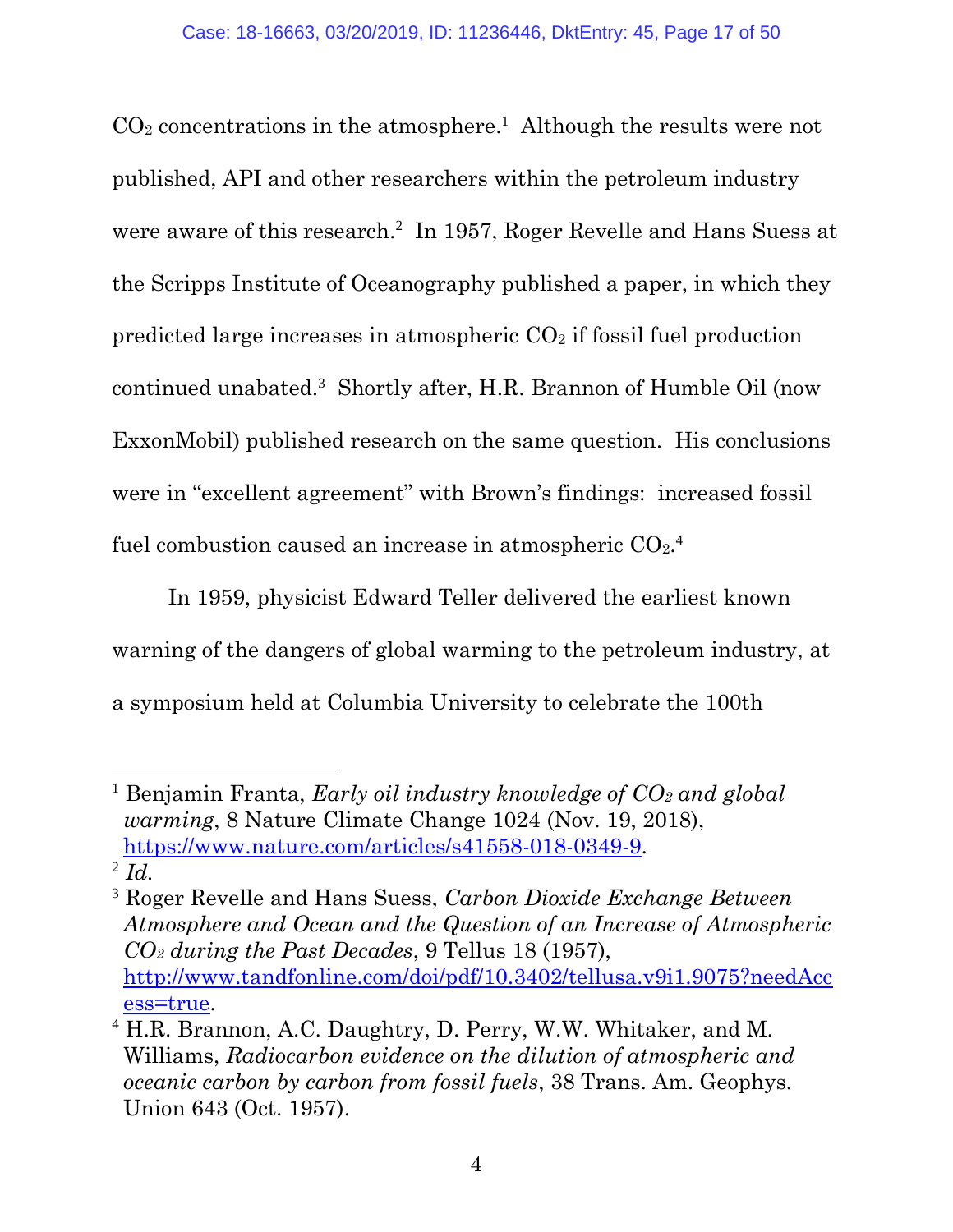$CO_2$ concentrations in the atmosphere.[1] Although the results were not published, API and other researchers within the petroleum industry were aware of this research.[2] In 1957, Roger Revelle and Hans Suess at the Scripps Institute of Oceanography published a paper, in which they predicted large increases in atmospheric $CO_2$ if fossil fuel production continued unabated.[3] Shortly after, H.R. Brannon of Humble Oil (now ExxonMobil) published research on the same question. His conclusions were in "excellent agreement" with Brown's findings: increased fossil fuel combustion caused an increase in atmospheric $CO_2$.[4]

In 1959, physicist Edward Teller delivered the earliest known warning of the dangers of global warming to the petroleum industry, at a symposium held at Columbia University to celebrate the 100th

---

[1] Benjamin Franta, *Early oil industry knowledge of $CO_2$ and global warming*, 8 Nature Climate Change 1024 (Nov. 19, 2018), https://www.nature.com/articles/s41558-018-0349-9.

[2] *Id.*

[3] Roger Revelle and Hans Suess, *Carbon Dioxide Exchange Between Atmosphere and Ocean and the Question of an Increase of Atmospheric $CO_2$ during the Past Decades*, 9 Tellus 18 (1957), http://www.tandfonline.com/doi/pdf/10.3402/tellusa.v9i1.9075?needAccess=true.

[4] H.R. Brannon, A.C. Daughtry, D. Perry, W.W. Whitaker, and M. Williams, *Radiocarbon evidence on the dilution of atmospheric and oceanic carbon by carbon from fossil fuels*, 38 Trans. Am. Geophys. Union 643 (Oct. 1957).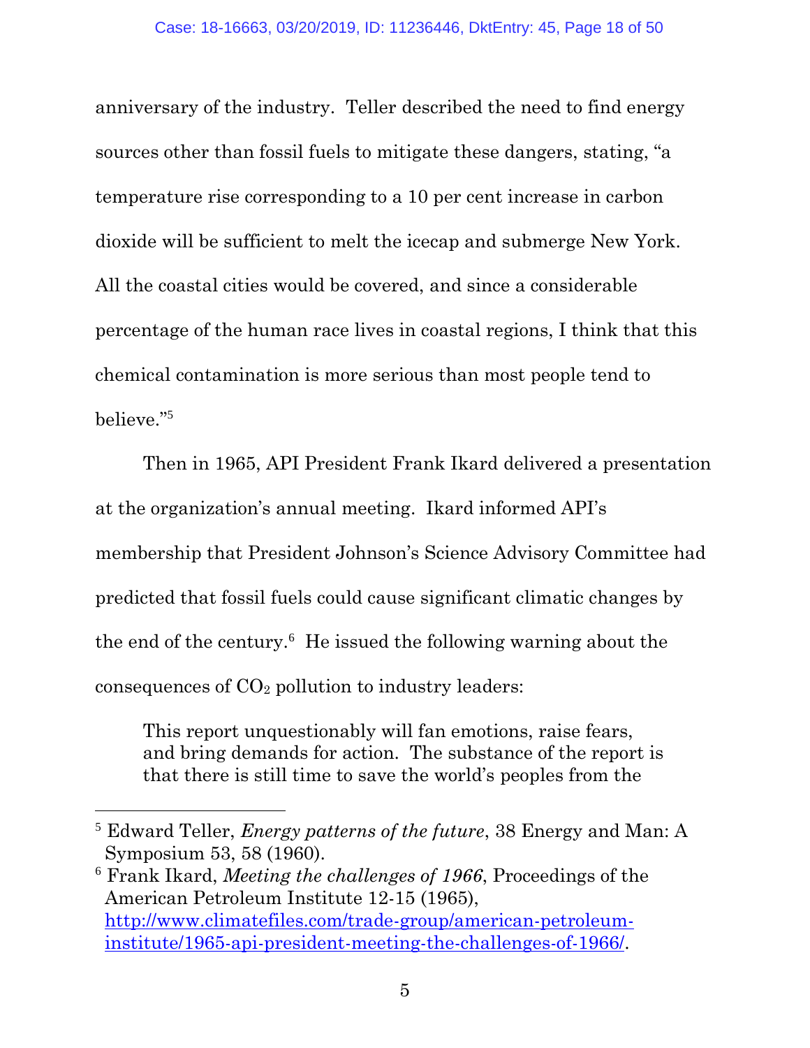anniversary of the industry. Teller described the need to find energy sources other than fossil fuels to mitigate these dangers, stating, "a temperature rise corresponding to a 10 per cent increase in carbon dioxide will be sufficient to melt the icecap and submerge New York. All the coastal cities would be covered, and since a considerable percentage of the human race lives in coastal regions, I think that this chemical contamination is more serious than most people tend to believe."[5]

Then in 1965, API President Frank Ikard delivered a presentation at the organization's annual meeting. Ikard informed API's membership that President Johnson's Science Advisory Committee had predicted that fossil fuels could cause significant climatic changes by the end of the century.[6] He issued the following warning about the consequences of $CO_2$ pollution to industry leaders:

> This report unquestionably will fan emotions, raise fears, and bring demands for action. The substance of the report is that there is still time to save the world's peoples from the

---

[5] Edward Teller, *Energy patterns of the future*, 38 Energy and Man: A Symposium 53, 58 (1960).

[6] Frank Ikard, *Meeting the challenges of 1966*, Proceedings of the American Petroleum Institute 12-15 (1965), http://www.climatefiles.com/trade-group/american-petroleum-institute/1965-api-president-meeting-the-challenges-of-1966/.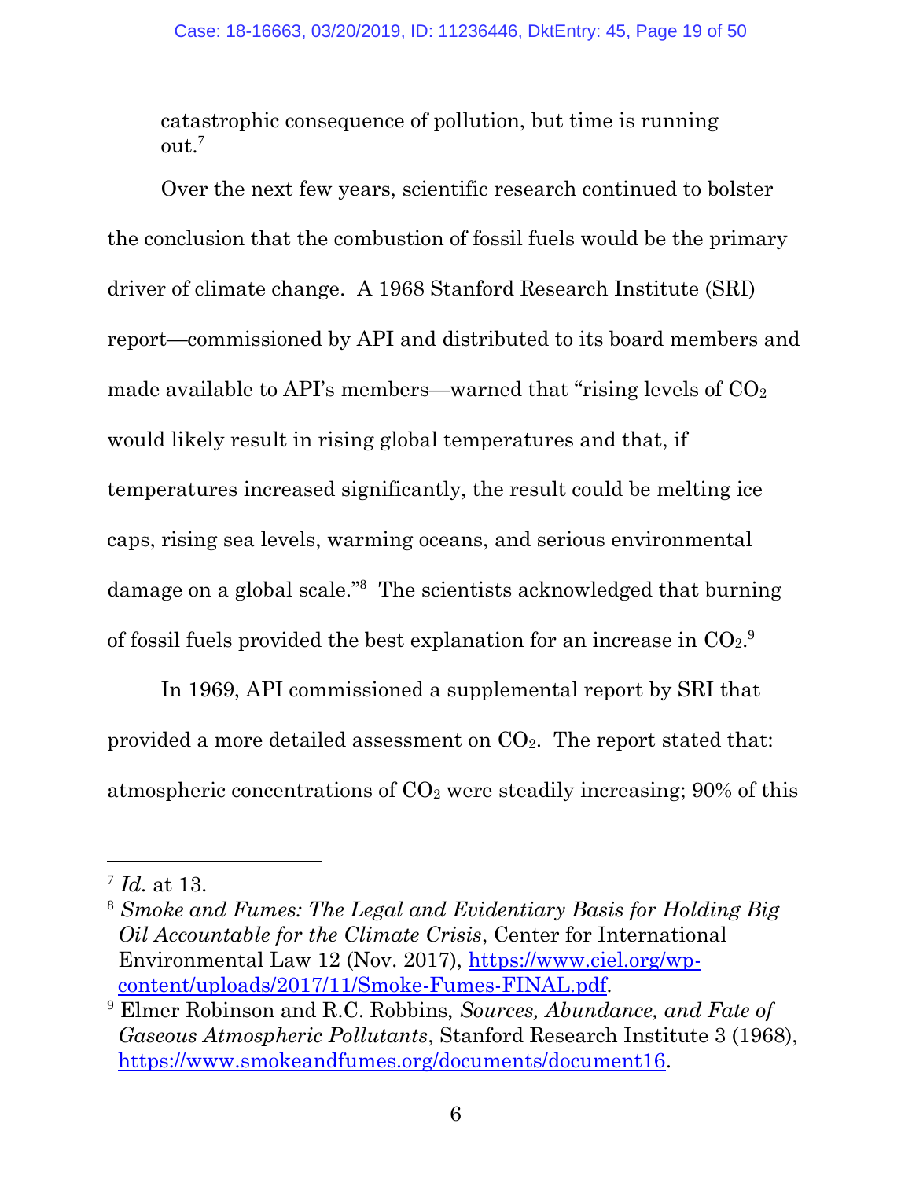> catastrophic consequence of pollution, but time is running out.[7]

Over the next few years, scientific research continued to bolster the conclusion that the combustion of fossil fuels would be the primary driver of climate change. A 1968 Stanford Research Institute (SRI) report—commissioned by API and distributed to its board members and made available to API's members—warned that "rising levels of $CO_2$ would likely result in rising global temperatures and that, if temperatures increased significantly, the result could be melting ice caps, rising sea levels, warming oceans, and serious environmental damage on a global scale."[8] The scientists acknowledged that burning of fossil fuels provided the best explanation for an increase in $CO_2$.[9]

In 1969, API commissioned a supplemental report by SRI that provided a more detailed assessment on $CO_2$. The report stated that: atmospheric concentrations of $CO_2$ were steadily increasing; 90% of this

---

[7] *Id.* at 13.

[8] *Smoke and Fumes: The Legal and Evidentiary Basis for Holding Big Oil Accountable for the Climate Crisis*, Center for International Environmental Law 12 (Nov. 2017), https://www.ciel.org/wp-content/uploads/2017/11/Smoke-Fumes-FINAL.pdf.

[9] Elmer Robinson and R.C. Robbins, *Sources, Abundance, and Fate of Gaseous Atmospheric Pollutants*, Stanford Research Institute 3 (1968), https://www.smokeandfumes.org/documents/document16.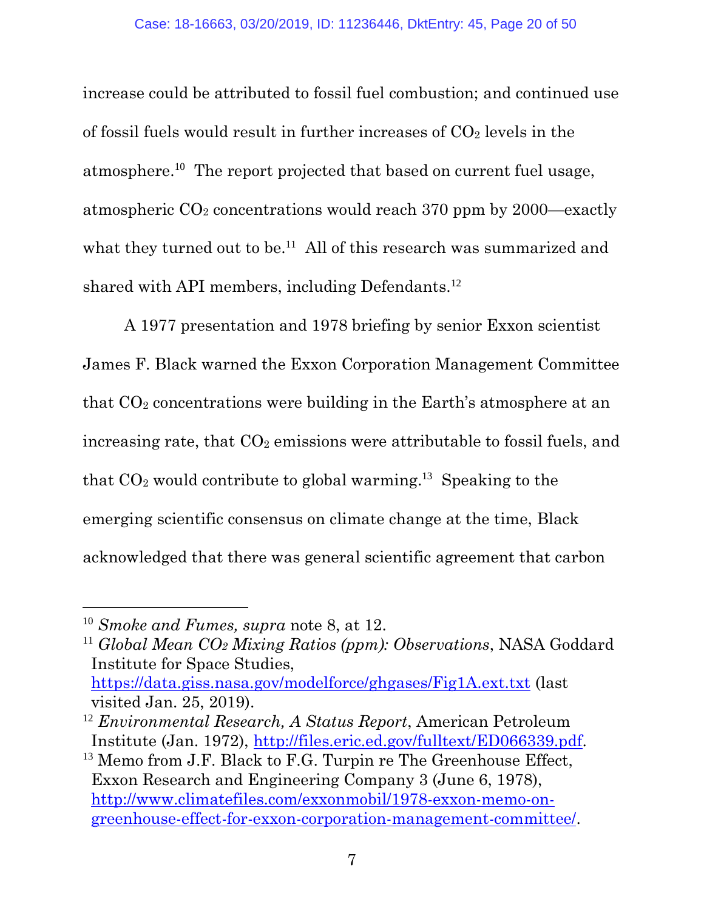increase could be attributed to fossil fuel combustion; and continued use of fossil fuels would result in further increases of $CO_2$ levels in the atmosphere.[10] The report projected that based on current fuel usage, atmospheric $CO_2$ concentrations would reach 370 ppm by 2000—exactly what they turned out to be.[11] All of this research was summarized and shared with API members, including Defendants.[12]

A 1977 presentation and 1978 briefing by senior Exxon scientist James F. Black warned the Exxon Corporation Management Committee that $CO_2$ concentrations were building in the Earth's atmosphere at an increasing rate, that $CO_2$ emissions were attributable to fossil fuels, and that $CO_2$ would contribute to global warming.[13] Speaking to the emerging scientific consensus on climate change at the time, Black acknowledged that there was general scientific agreement that carbon

---

[10] *Smoke and Fumes, supra* note 8, at 12.

[11] *Global Mean $CO_2$ Mixing Ratios (ppm): Observations*, NASA Goddard Institute for Space Studies, https://data.giss.nasa.gov/modelforce/ghgases/Fig1A.ext.txt (last visited Jan. 25, 2019).

[12] *Environmental Research, A Status Report*, American Petroleum Institute (Jan. 1972), http://files.eric.ed.gov/fulltext/ED066339.pdf.

[13] Memo from J.F. Black to F.G. Turpin re The Greenhouse Effect, Exxon Research and Engineering Company 3 (June 6, 1978), http://www.climatefiles.com/exxonmobil/1978-exxon-memo-on-greenhouse-effect-for-exxon-corporation-management-committee/.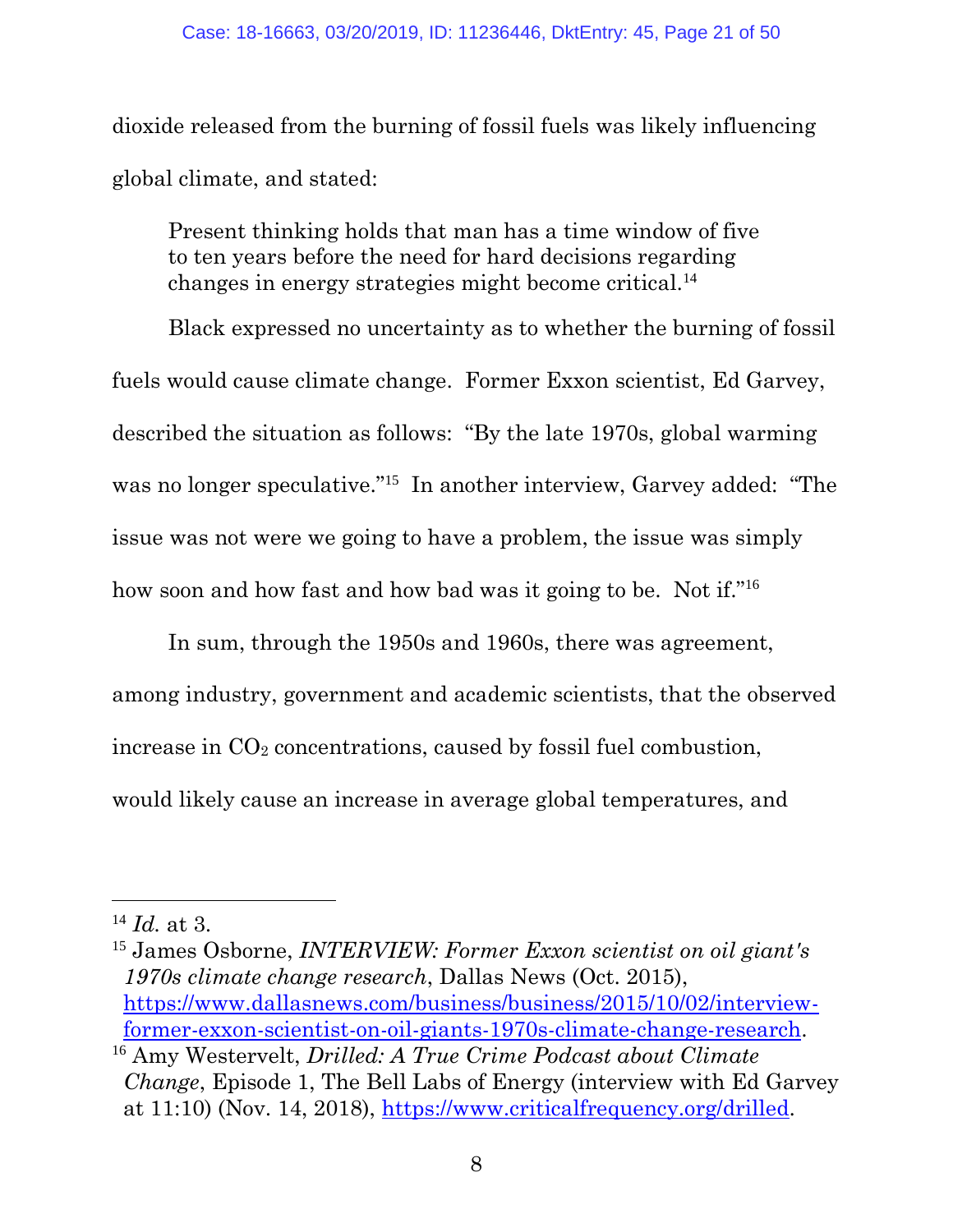dioxide released from the burning of fossil fuels was likely influencing global climate, and stated:

> Present thinking holds that man has a time window of five to ten years before the need for hard decisions regarding changes in energy strategies might become critical.[14]

Black expressed no uncertainty as to whether the burning of fossil fuels would cause climate change. Former Exxon scientist, Ed Garvey, described the situation as follows: "By the late 1970s, global warming was no longer speculative."[15] In another interview, Garvey added: "The issue was not were we going to have a problem, the issue was simply how soon and how fast and how bad was it going to be. Not if."[16]

In sum, through the 1950s and 1960s, there was agreement, among industry, government and academic scientists, that the observed increase in $CO_2$ concentrations, caused by fossil fuel combustion, would likely cause an increase in average global temperatures, and

---

[14] *Id.* at 3.

[15] James Osborne, *INTERVIEW: Former Exxon scientist on oil giant's 1970s climate change research*, Dallas News (Oct. 2015), https://www.dallasnews.com/business/business/2015/10/02/interview-former-exxon-scientist-on-oil-giants-1970s-climate-change-research.

[16] Amy Westervelt, *Drilled: A True Crime Podcast about Climate Change*, Episode 1, The Bell Labs of Energy (interview with Ed Garvey at 11:10) (Nov. 14, 2018), https://www.criticalfrequency.org/drilled.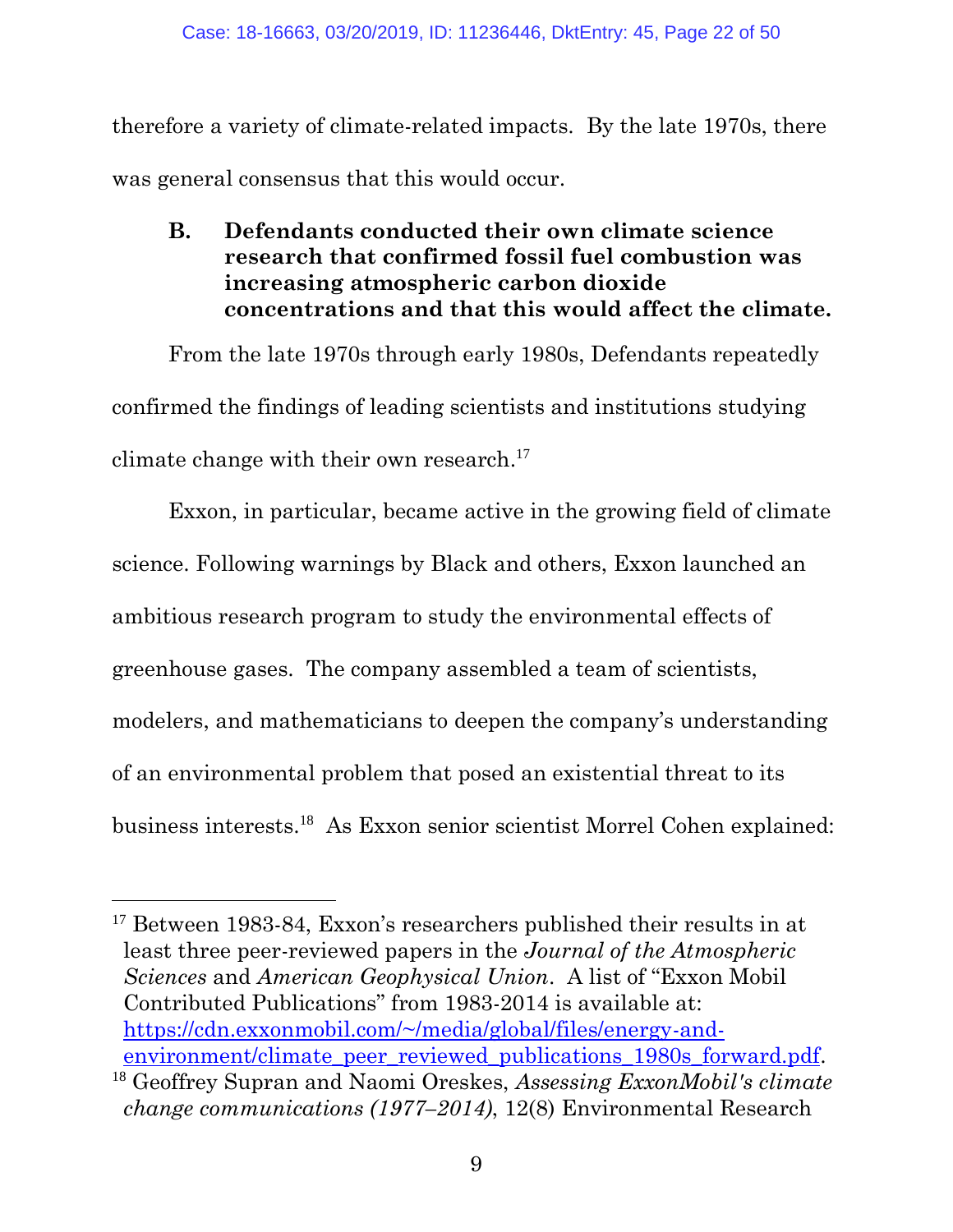therefore a variety of climate-related impacts. By the late 1970s, there was general consensus that this would occur.

### B. Defendants conducted their own climate science research that confirmed fossil fuel combustion was increasing atmospheric carbon dioxide concentrations and that this would affect the climate.

From the late 1970s through early 1980s, Defendants repeatedly confirmed the findings of leading scientists and institutions studying climate change with their own research.[17]

Exxon, in particular, became active in the growing field of climate science. Following warnings by Black and others, Exxon launched an ambitious research program to study the environmental effects of greenhouse gases. The company assembled a team of scientists, modelers, and mathematicians to deepen the company's understanding of an environmental problem that posed an existential threat to its business interests.[18] As Exxon senior scientist Morrel Cohen explained:

---

[17] Between 1983-84, Exxon's researchers published their results in at least three peer-reviewed papers in the *Journal of the Atmospheric Sciences* and *American Geophysical Union*. A list of "Exxon Mobil Contributed Publications" from 1983-2014 is available at: https://cdn.exxonmobil.com/~/media/global/files/energy-and-environment/climate_peer_reviewed_publications_1980s_forward.pdf.

[18] Geoffrey Supran and Naomi Oreskes, *Assessing ExxonMobil's climate change communications (1977–2014)*, 12(8) Environmental Research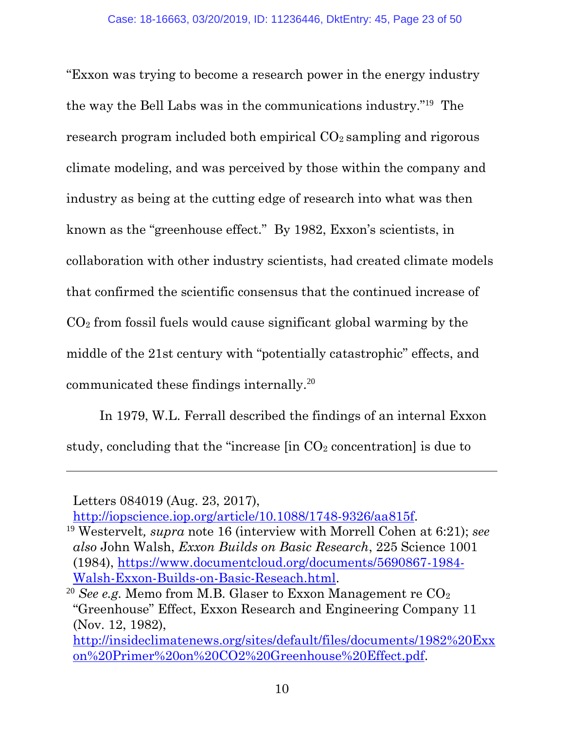"Exxon was trying to become a research power in the energy industry the way the Bell Labs was in the communications industry."[19] The research program included both empirical $CO_2$ sampling and rigorous climate modeling, and was perceived by those within the company and industry as being at the cutting edge of research into what was then known as the "greenhouse effect." By 1982, Exxon's scientists, in collaboration with other industry scientists, had created climate models that confirmed the scientific consensus that the continued increase of $CO_2$ from fossil fuels would cause significant global warming by the middle of the 21st century with "potentially catastrophic" effects, and communicated these findings internally.[20]

In 1979, W.L. Ferrall described the findings of an internal Exxon study, concluding that the "increase [in $CO_2$ concentration] is due to

---

Letters 084019 (Aug. 23, 2017), http://iopscience.iop.org/article/10.1088/1748-9326/aa815f.

[19] Westervelt*, supra* note 16 (interview with Morrell Cohen at 6:21); *see also* John Walsh, *Exxon Builds on Basic Research*, 225 Science 1001 (1984), https://www.documentcloud.org/documents/5690867-1984-Walsh-Exxon-Builds-on-Basic-Reseach.html.

[20] *See e.g.* Memo from M.B. Glaser to Exxon Management re $CO_2$ "Greenhouse" Effect, Exxon Research and Engineering Company 11 (Nov. 12, 1982), http://insideclimatenews.org/sites/default/files/documents/1982%20Exxon%20Primer%20on%20CO2%20Greenhouse%20Effect.pdf.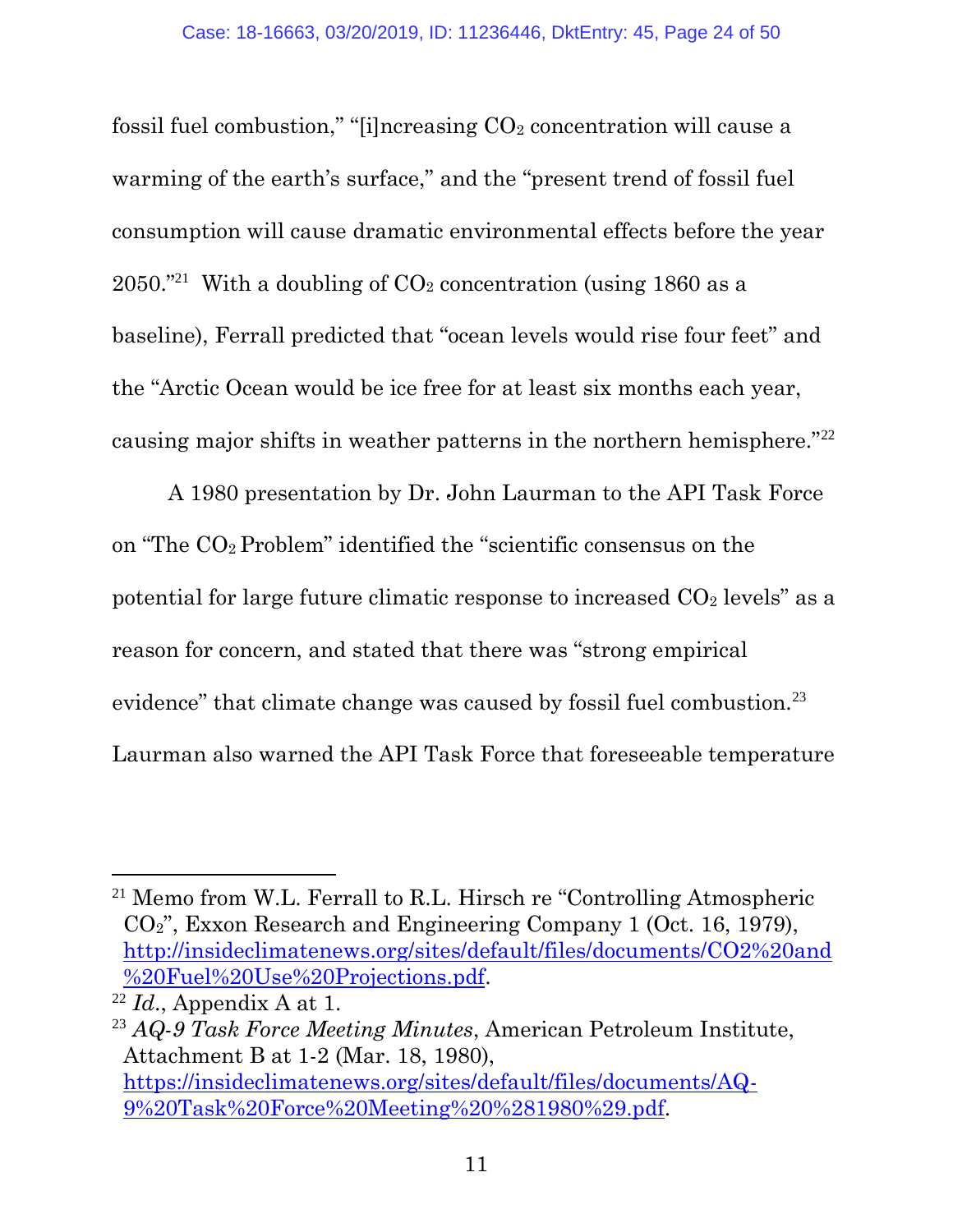fossil fuel combustion," "[i]ncreasing $CO_2$ concentration will cause a warming of the earth's surface," and the "present trend of fossil fuel consumption will cause dramatic environmental effects before the year 2050."[21] With a doubling of $CO_2$ concentration (using 1860 as a baseline), Ferrall predicted that "ocean levels would rise four feet" and the "Arctic Ocean would be ice free for at least six months each year, causing major shifts in weather patterns in the northern hemisphere."[22]

A 1980 presentation by Dr. John Laurman to the API Task Force on "The $CO_2$ Problem" identified the "scientific consensus on the potential for large future climatic response to increased $CO_2$ levels" as a reason for concern, and stated that there was "strong empirical evidence" that climate change was caused by fossil fuel combustion.[23] Laurman also warned the API Task Force that foreseeable temperature

---

[21] Memo from W.L. Ferrall to R.L. Hirsch re "Controlling Atmospheric $CO_2$", Exxon Research and Engineering Company 1 (Oct. 16, 1979), http://insideclimatenews.org/sites/default/files/documents/CO2%20and%20Fuel%20Use%20Projections.pdf.

[22] *Id.*, Appendix A at 1.

[23] *AQ-9 Task Force Meeting Minutes*, American Petroleum Institute, Attachment B at 1-2 (Mar. 18, 1980), https://insideclimatenews.org/sites/default/files/documents/AQ-9%20Task%20Force%20Meeting%20%281980%29.pdf.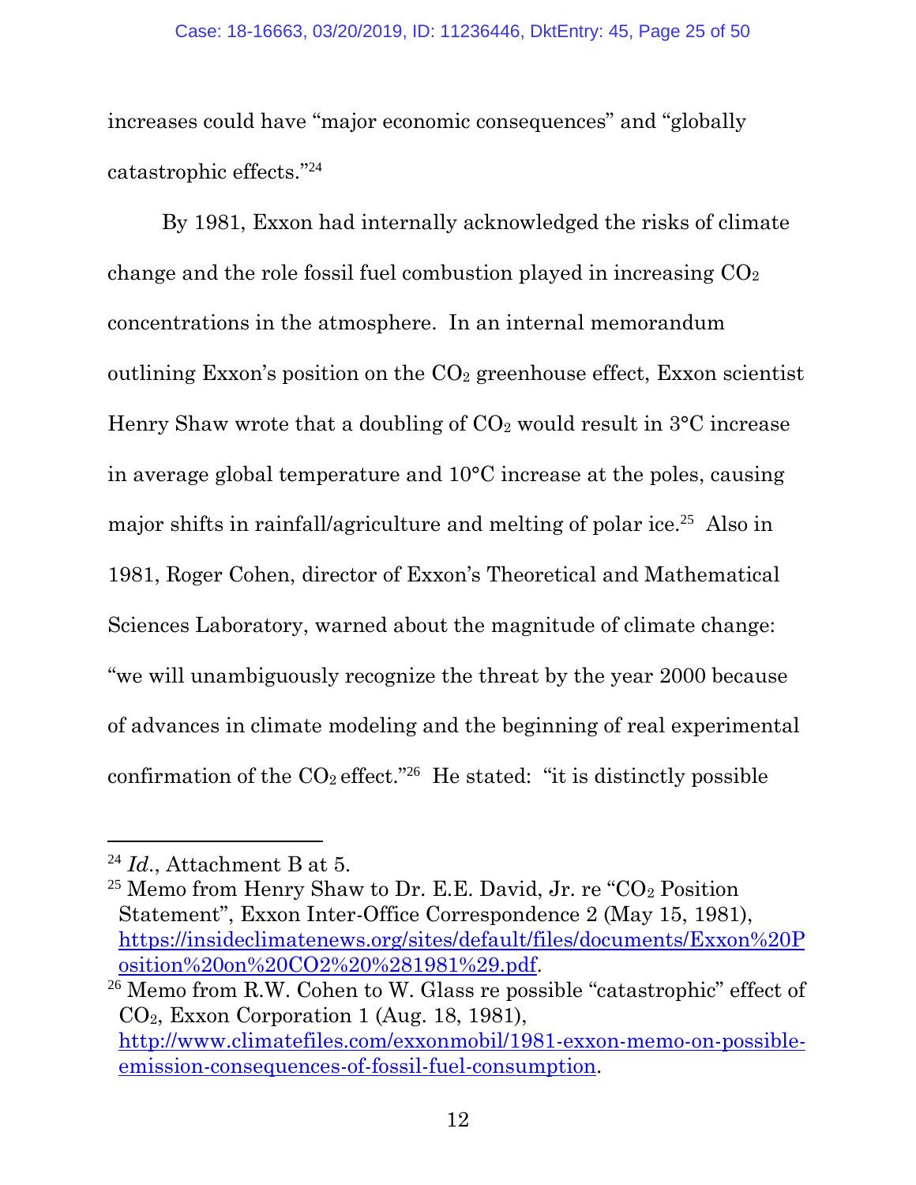increases could have "major economic consequences" and "globally catastrophic effects."[24]

By 1981, Exxon had internally acknowledged the risks of climate change and the role fossil fuel combustion played in increasing $CO_2$ concentrations in the atmosphere. In an internal memorandum outlining Exxon's position on the $CO_2$ greenhouse effect, Exxon scientist Henry Shaw wrote that a doubling of $CO_2$ would result in 3°C increase in average global temperature and 10°C increase at the poles, causing major shifts in rainfall/agriculture and melting of polar ice.[25] Also in 1981, Roger Cohen, director of Exxon's Theoretical and Mathematical Sciences Laboratory, warned about the magnitude of climate change: "we will unambiguously recognize the threat by the year 2000 because of advances in climate modeling and the beginning of real experimental confirmation of the $CO_2$ effect."[26] He stated: "it is distinctly possible

---

[24] *Id.*, Attachment B at 5.

[25] Memo from Henry Shaw to Dr. E.E. David, Jr. re "$CO_2$ Position Statement", Exxon Inter-Office Correspondence 2 (May 15, 1981), https://insideclimatenews.org/sites/default/files/documents/Exxon%20Position%20on%20CO2%20%281981%29.pdf.

[26] Memo from R.W. Cohen to W. Glass re possible "catastrophic" effect of $CO_2$, Exxon Corporation 1 (Aug. 18, 1981), http://www.climatefiles.com/exxonmobil/1981-exxon-memo-on-possible-emission-consequences-of-fossil-fuel-consumption.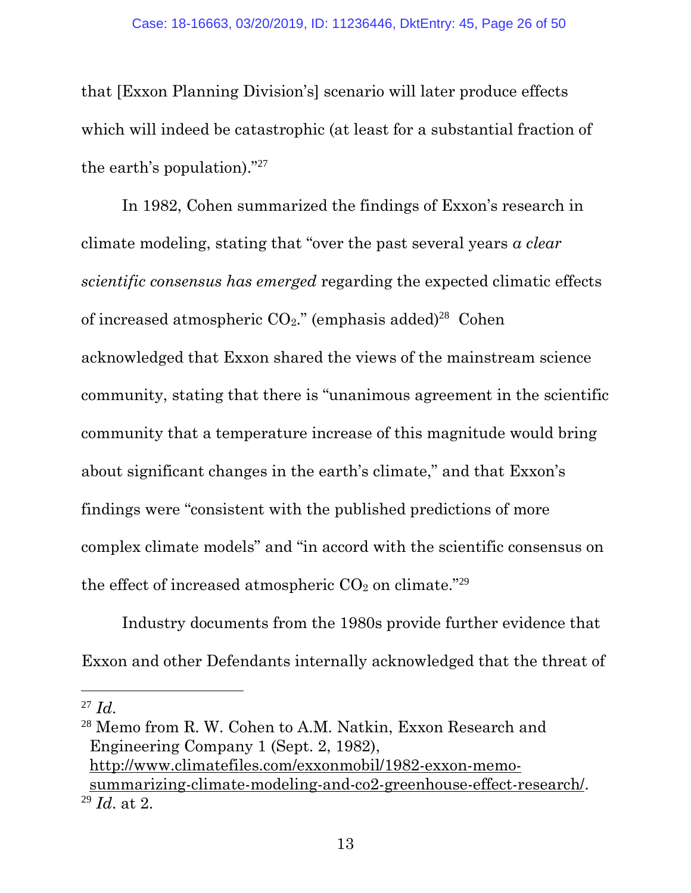that [Exxon Planning Division's] scenario will later produce effects which will indeed be catastrophic (at least for a substantial fraction of the earth's population)."[27]

In 1982, Cohen summarized the findings of Exxon's research in climate modeling, stating that "over the past several years *a clear scientific consensus has emerged* regarding the expected climatic effects of increased atmospheric $CO_2$." (emphasis added)[28] Cohen acknowledged that Exxon shared the views of the mainstream science community, stating that there is "unanimous agreement in the scientific community that a temperature increase of this magnitude would bring about significant changes in the earth's climate," and that Exxon's findings were "consistent with the published predictions of more complex climate models" and "in accord with the scientific consensus on the effect of increased atmospheric $CO_2$ on climate."[29]

Industry documents from the 1980s provide further evidence that Exxon and other Defendants internally acknowledged that the threat of

---

[27] *Id.*

[28] Memo from R. W. Cohen to A.M. Natkin, Exxon Research and Engineering Company 1 (Sept. 2, 1982), http://www.climatefiles.com/exxonmobil/1982-exxon-memo-summarizing-climate-modeling-and-co2-greenhouse-effect-research/.

[29] *Id.* at 2.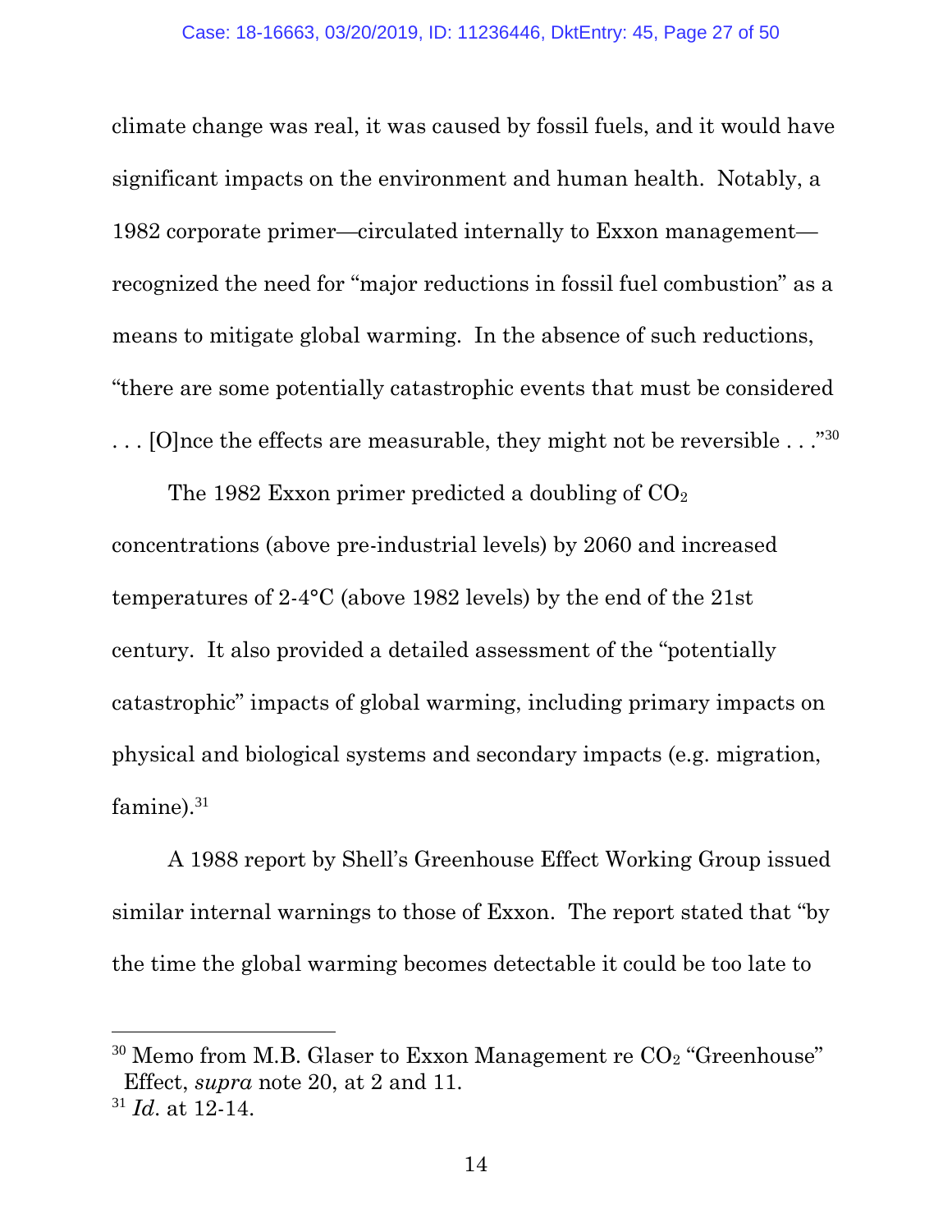climate change was real, it was caused by fossil fuels, and it would have significant impacts on the environment and human health. Notably, a 1982 corporate primer—circulated internally to Exxon management—recognized the need for "major reductions in fossil fuel combustion" as a means to mitigate global warming. In the absence of such reductions, "there are some potentially catastrophic events that must be considered . . . [O]nce the effects are measurable, they might not be reversible . . ."[30]

The 1982 Exxon primer predicted a doubling of $CO_2$ concentrations (above pre-industrial levels) by 2060 and increased temperatures of 2-4°C (above 1982 levels) by the end of the 21st century. It also provided a detailed assessment of the "potentially catastrophic" impacts of global warming, including primary impacts on physical and biological systems and secondary impacts (e.g. migration, famine).[31]

A 1988 report by Shell's Greenhouse Effect Working Group issued similar internal warnings to those of Exxon. The report stated that "by the time the global warming becomes detectable it could be too late to

---

[30] Memo from M.B. Glaser to Exxon Management re $CO_2$ "Greenhouse" Effect, *supra* note 20, at 2 and 11.

[31] *Id*. at 12-14.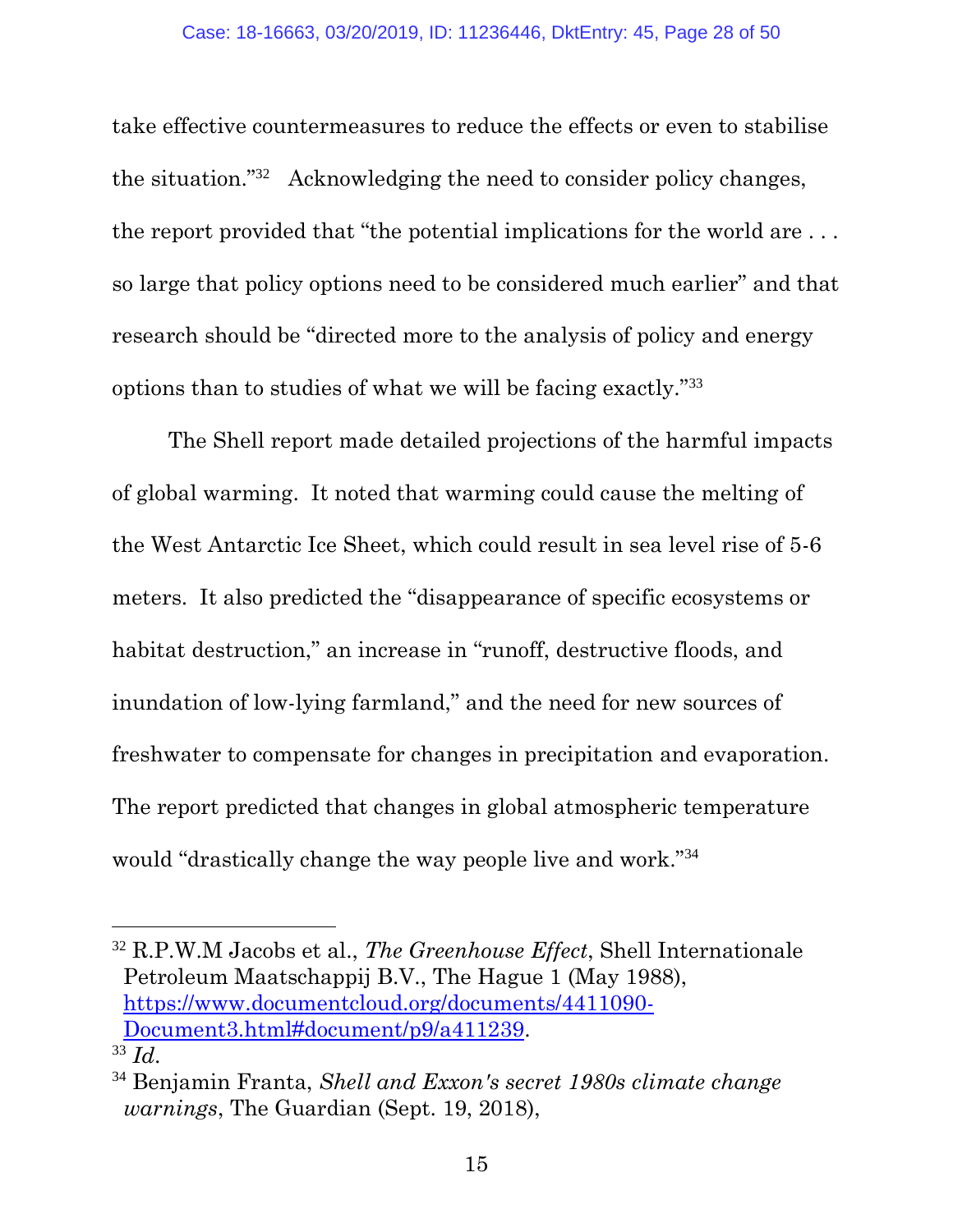take effective countermeasures to reduce the effects or even to stabilise the situation."[32] Acknowledging the need to consider policy changes, the report provided that "the potential implications for the world are . . . so large that policy options need to be considered much earlier" and that research should be "directed more to the analysis of policy and energy options than to studies of what we will be facing exactly."[33]

The Shell report made detailed projections of the harmful impacts of global warming. It noted that warming could cause the melting of the West Antarctic Ice Sheet, which could result in sea level rise of 5-6 meters. It also predicted the "disappearance of specific ecosystems or habitat destruction," an increase in "runoff, destructive floods, and inundation of low-lying farmland," and the need for new sources of freshwater to compensate for changes in precipitation and evaporation. The report predicted that changes in global atmospheric temperature would "drastically change the way people live and work."[34]

---

[32] R.P.W.M Jacobs et al., *The Greenhouse Effect*, Shell Internationale Petroleum Maatschappij B.V., The Hague 1 (May 1988), https://www.documentcloud.org/documents/4411090-Document3.html#document/p9/a411239.

[33] *Id.*

[34] Benjamin Franta, *Shell and Exxon's secret 1980s climate change warnings*, The Guardian (Sept. 19, 2018),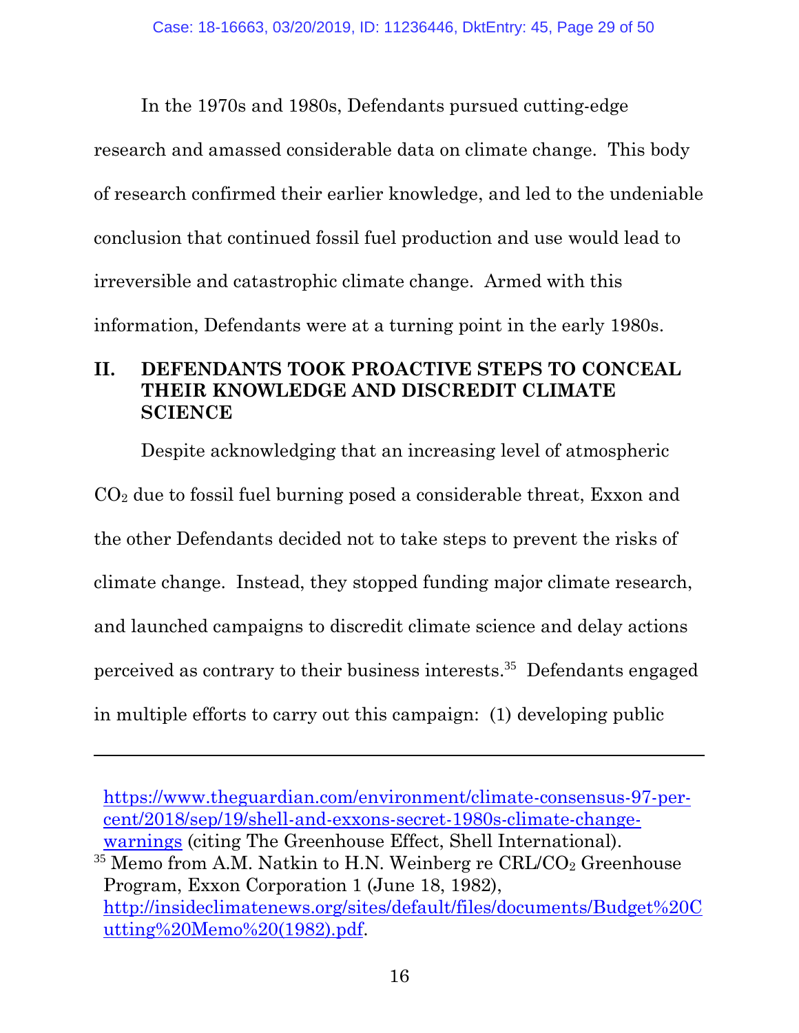In the 1970s and 1980s, Defendants pursued cutting-edge research and amassed considerable data on climate change. This body of research confirmed their earlier knowledge, and led to the undeniable conclusion that continued fossil fuel production and use would lead to irreversible and catastrophic climate change. Armed with this information, Defendants were at a turning point in the early 1980s.

## II. DEFENDANTS TOOK PROACTIVE STEPS TO CONCEAL THEIR KNOWLEDGE AND DISCREDIT CLIMATE SCIENCE

Despite acknowledging that an increasing level of atmospheric $CO_2$ due to fossil fuel burning posed a considerable threat, Exxon and the other Defendants decided not to take steps to prevent the risks of climate change. Instead, they stopped funding major climate research, and launched campaigns to discredit climate science and delay actions perceived as contrary to their business interests.[35] Defendants engaged in multiple efforts to carry out this campaign: (1) developing public

---

https://www.theguardian.com/environment/climate-consensus-97-per-cent/2018/sep/19/shell-and-exxons-secret-1980s-climate-change-warnings (citing The Greenhouse Effect, Shell International).

[35] Memo from A.M. Natkin to H.N. Weinberg re CRL/$CO_2$ Greenhouse Program, Exxon Corporation 1 (June 18, 1982), http://insideclimatenews.org/sites/default/files/documents/Budget%20Cutting%20Memo%20(1982).pdf.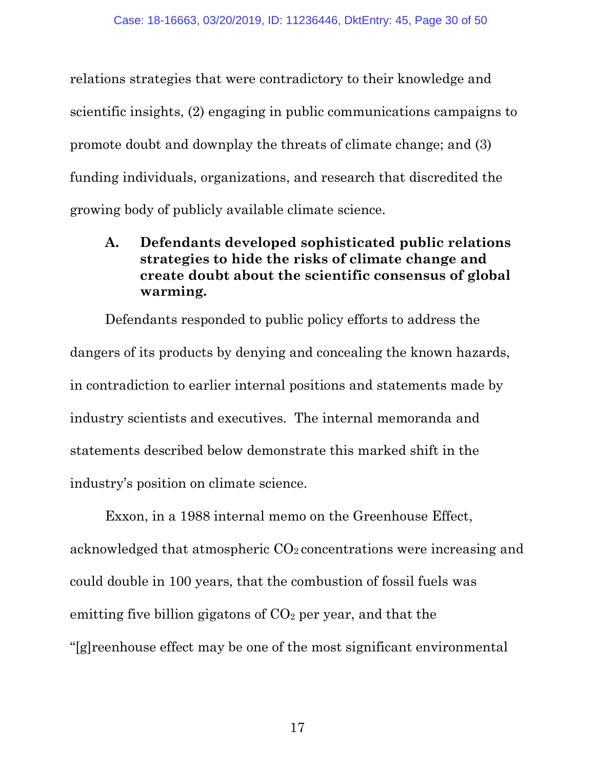relations strategies that were contradictory to their knowledge and scientific insights, (2) engaging in public communications campaigns to promote doubt and downplay the threats of climate change; and (3) funding individuals, organizations, and research that discredited the growing body of publicly available climate science.

### A. Defendants developed sophisticated public relations strategies to hide the risks of climate change and create doubt about the scientific consensus of global warming.

Defendants responded to public policy efforts to address the dangers of its products by denying and concealing the known hazards, in contradiction to earlier internal positions and statements made by industry scientists and executives. The internal memoranda and statements described below demonstrate this marked shift in the industry's position on climate science.

Exxon, in a 1988 internal memo on the Greenhouse Effect, acknowledged that atmospheric $CO_2$ concentrations were increasing and could double in 100 years, that the combustion of fossil fuels was emitting five billion gigatons of $CO_2$ per year, and that the "[g]reenhouse effect may be one of the most significant environmental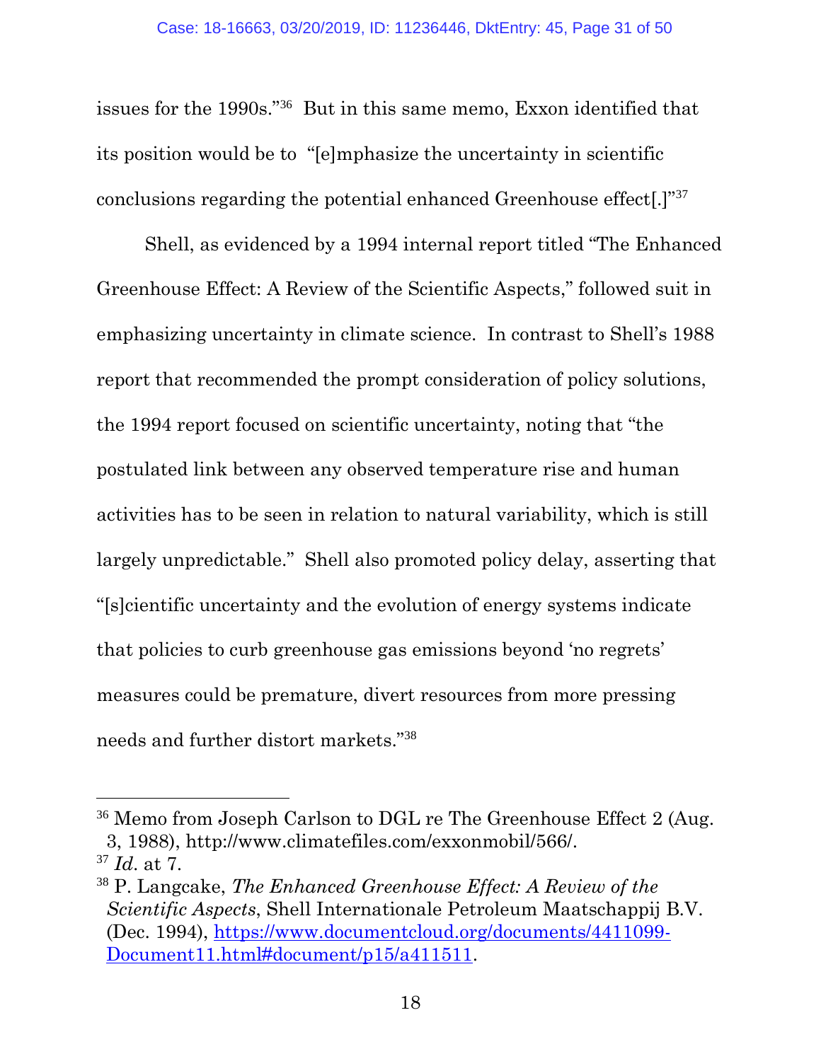issues for the 1990s."[36] But in this same memo, Exxon identified that its position would be to "[e]mphasize the uncertainty in scientific conclusions regarding the potential enhanced Greenhouse effect[.]"[37]

Shell, as evidenced by a 1994 internal report titled "The Enhanced Greenhouse Effect: A Review of the Scientific Aspects," followed suit in emphasizing uncertainty in climate science. In contrast to Shell's 1988 report that recommended the prompt consideration of policy solutions, the 1994 report focused on scientific uncertainty, noting that "the postulated link between any observed temperature rise and human activities has to be seen in relation to natural variability, which is still largely unpredictable." Shell also promoted policy delay, asserting that "[s]cientific uncertainty and the evolution of energy systems indicate that policies to curb greenhouse gas emissions beyond 'no regrets' measures could be premature, divert resources from more pressing needs and further distort markets."[38]

---

[36] Memo from Joseph Carlson to DGL re The Greenhouse Effect 2 (Aug. 3, 1988), http://www.climatefiles.com/exxonmobil/566/.

[37] *Id*. at 7.

[38] P. Langcake, *The Enhanced Greenhouse Effect: A Review of the Scientific Aspects*, Shell Internationale Petroleum Maatschappij B.V. (Dec. 1994), https://www.documentcloud.org/documents/4411099-Document11.html#document/p15/a411511.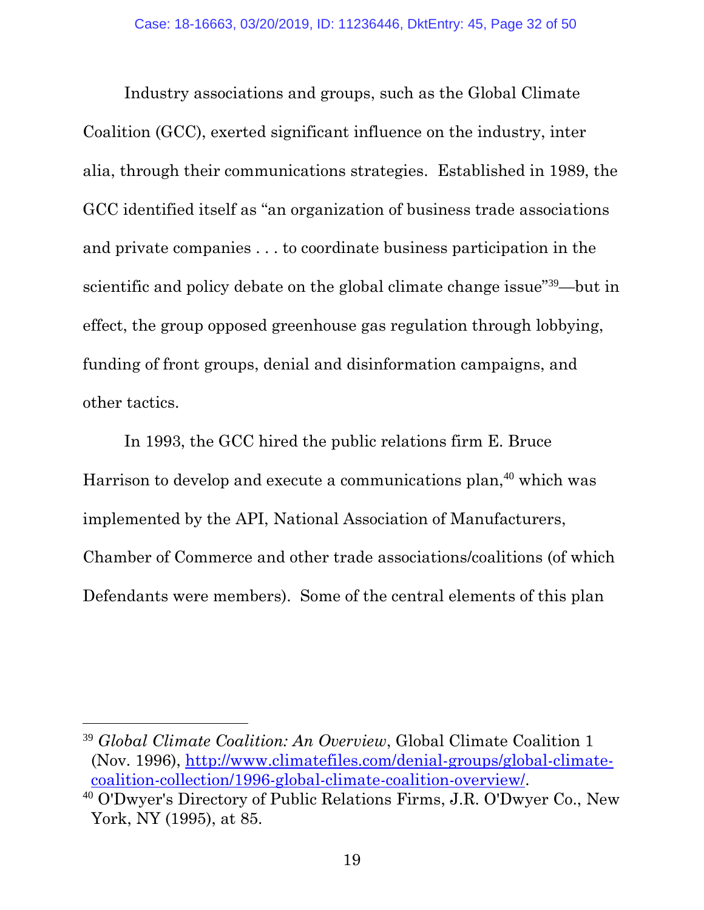Industry associations and groups, such as the Global Climate Coalition (GCC), exerted significant influence on the industry, inter alia, through their communications strategies. Established in 1989, the GCC identified itself as "an organization of business trade associations and private companies . . . to coordinate business participation in the scientific and policy debate on the global climate change issue"[39]—but in effect, the group opposed greenhouse gas regulation through lobbying, funding of front groups, denial and disinformation campaigns, and other tactics.

In 1993, the GCC hired the public relations firm E. Bruce Harrison to develop and execute a communications plan,[40] which was implemented by the API, National Association of Manufacturers, Chamber of Commerce and other trade associations/coalitions (of which Defendants were members). Some of the central elements of this plan

---

[39] *Global Climate Coalition: An Overview*, Global Climate Coalition 1 (Nov. 1996), http://www.climatefiles.com/denial-groups/global-climate-coalition-collection/1996-global-climate-coalition-overview/.

[40] O'Dwyer's Directory of Public Relations Firms, J.R. O'Dwyer Co., New York, NY (1995), at 85.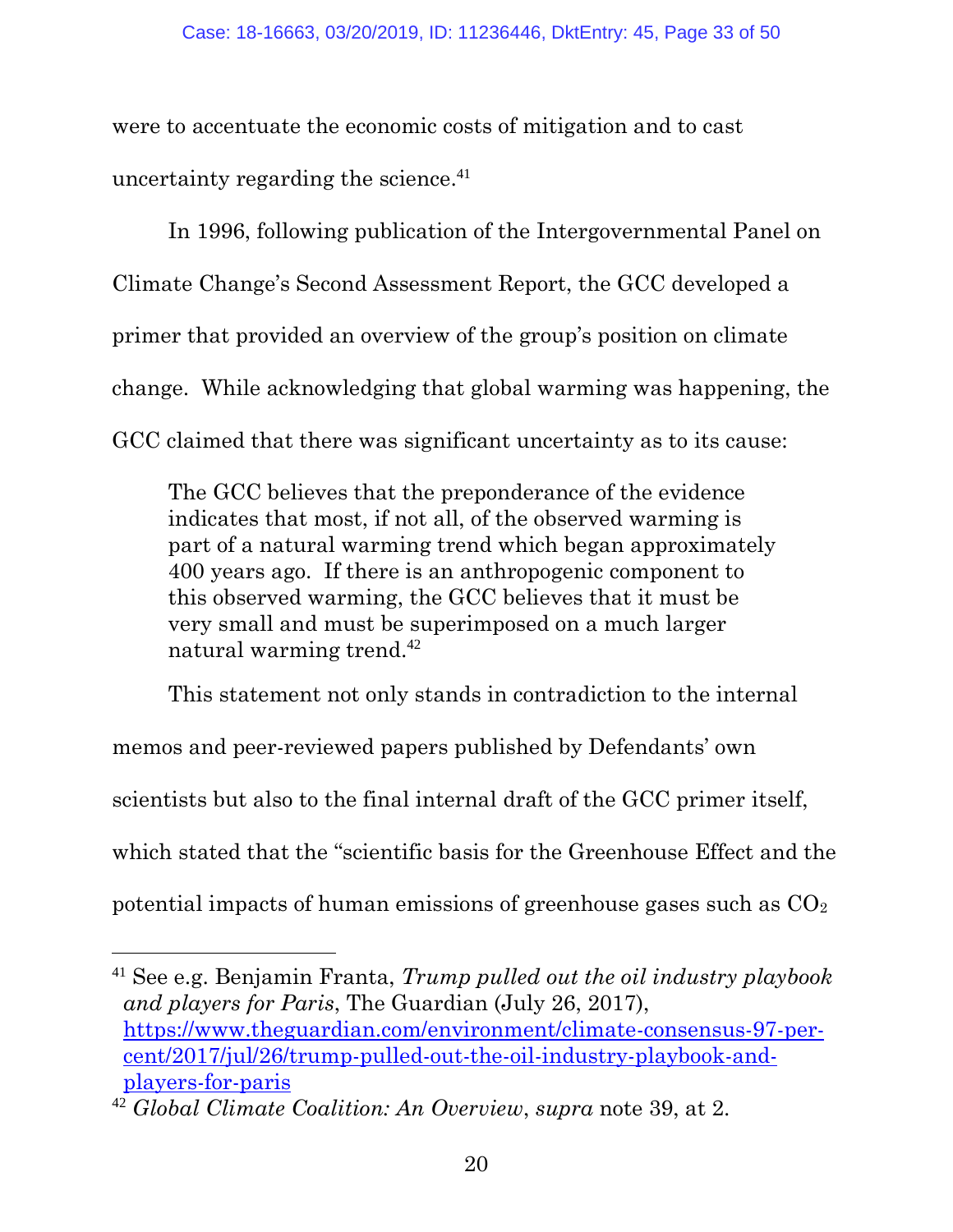were to accentuate the economic costs of mitigation and to cast uncertainty regarding the science.[41]

In 1996, following publication of the Intergovernmental Panel on Climate Change's Second Assessment Report, the GCC developed a primer that provided an overview of the group's position on climate change. While acknowledging that global warming was happening, the GCC claimed that there was significant uncertainty as to its cause:

> The GCC believes that the preponderance of the evidence indicates that most, if not all, of the observed warming is part of a natural warming trend which began approximately 400 years ago. If there is an anthropogenic component to this observed warming, the GCC believes that it must be very small and must be superimposed on a much larger natural warming trend.[42]

This statement not only stands in contradiction to the internal memos and peer-reviewed papers published by Defendants' own scientists but also to the final internal draft of the GCC primer itself, which stated that the "scientific basis for the Greenhouse Effect and the potential impacts of human emissions of greenhouse gases such as $CO_2$

---

[41] See e.g. Benjamin Franta, *Trump pulled out the oil industry playbook and players for Paris*, The Guardian (July 26, 2017), https://www.theguardian.com/environment/climate-consensus-97-per-cent/2017/jul/26/trump-pulled-out-the-oil-industry-playbook-and-players-for-paris

[42] *Global Climate Coalition: An Overview*, *supra* note 39, at 2.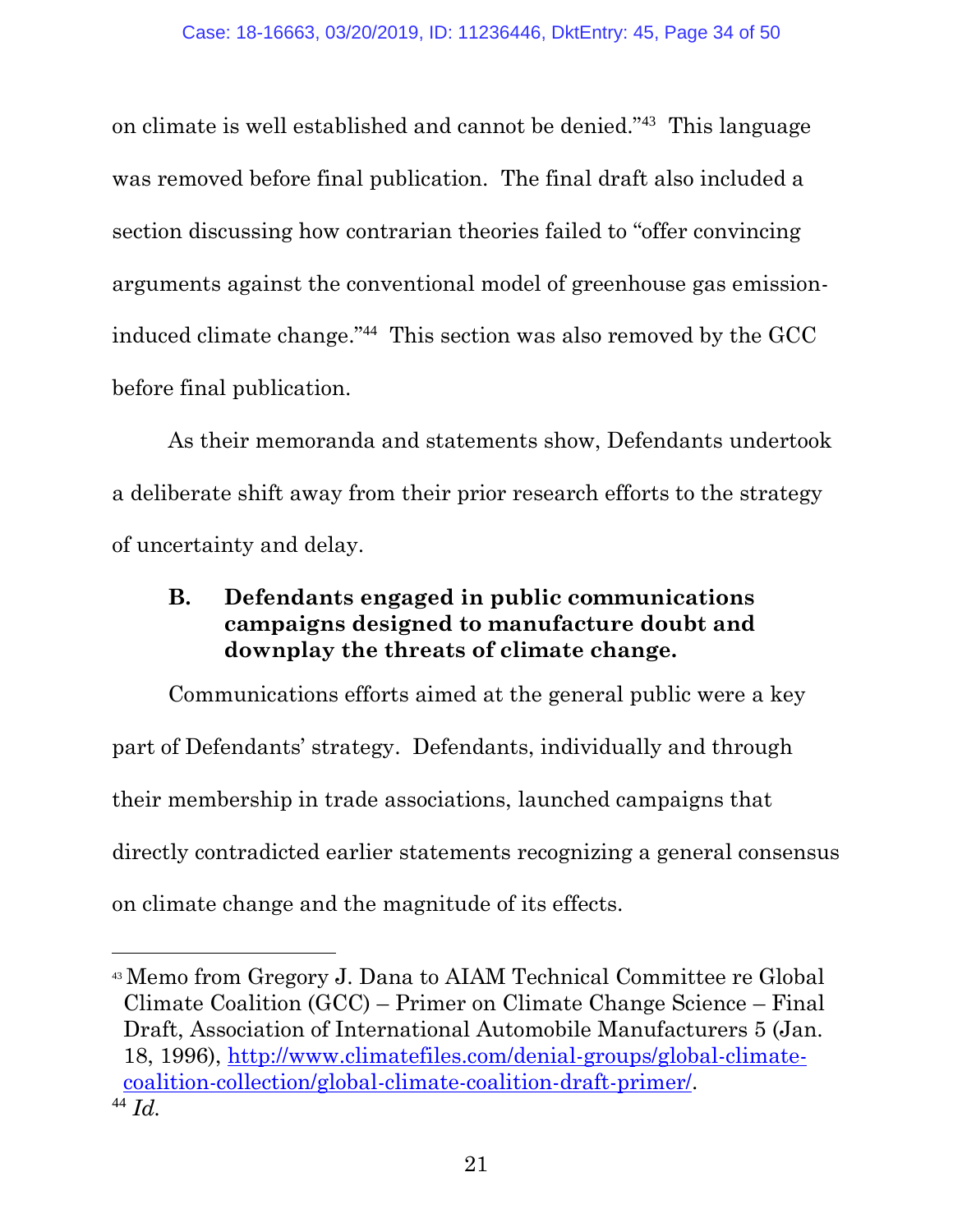on climate is well established and cannot be denied."[43] This language was removed before final publication. The final draft also included a section discussing how contrarian theories failed to "offer convincing arguments against the conventional model of greenhouse gas emission-induced climate change."[44] This section was also removed by the GCC before final publication.

As their memoranda and statements show, Defendants undertook a deliberate shift away from their prior research efforts to the strategy of uncertainty and delay.

### B. Defendants engaged in public communications campaigns designed to manufacture doubt and downplay the threats of climate change.

Communications efforts aimed at the general public were a key part of Defendants' strategy. Defendants, individually and through their membership in trade associations, launched campaigns that directly contradicted earlier statements recognizing a general consensus on climate change and the magnitude of its effects.

---

[43] Memo from Gregory J. Dana to AIAM Technical Committee re Global Climate Coalition (GCC) – Primer on Climate Change Science – Final Draft, Association of International Automobile Manufacturers 5 (Jan. 18, 1996), http://www.climatefiles.com/denial-groups/global-climate-coalition-collection/global-climate-coalition-draft-primer/.

[44] *Id.*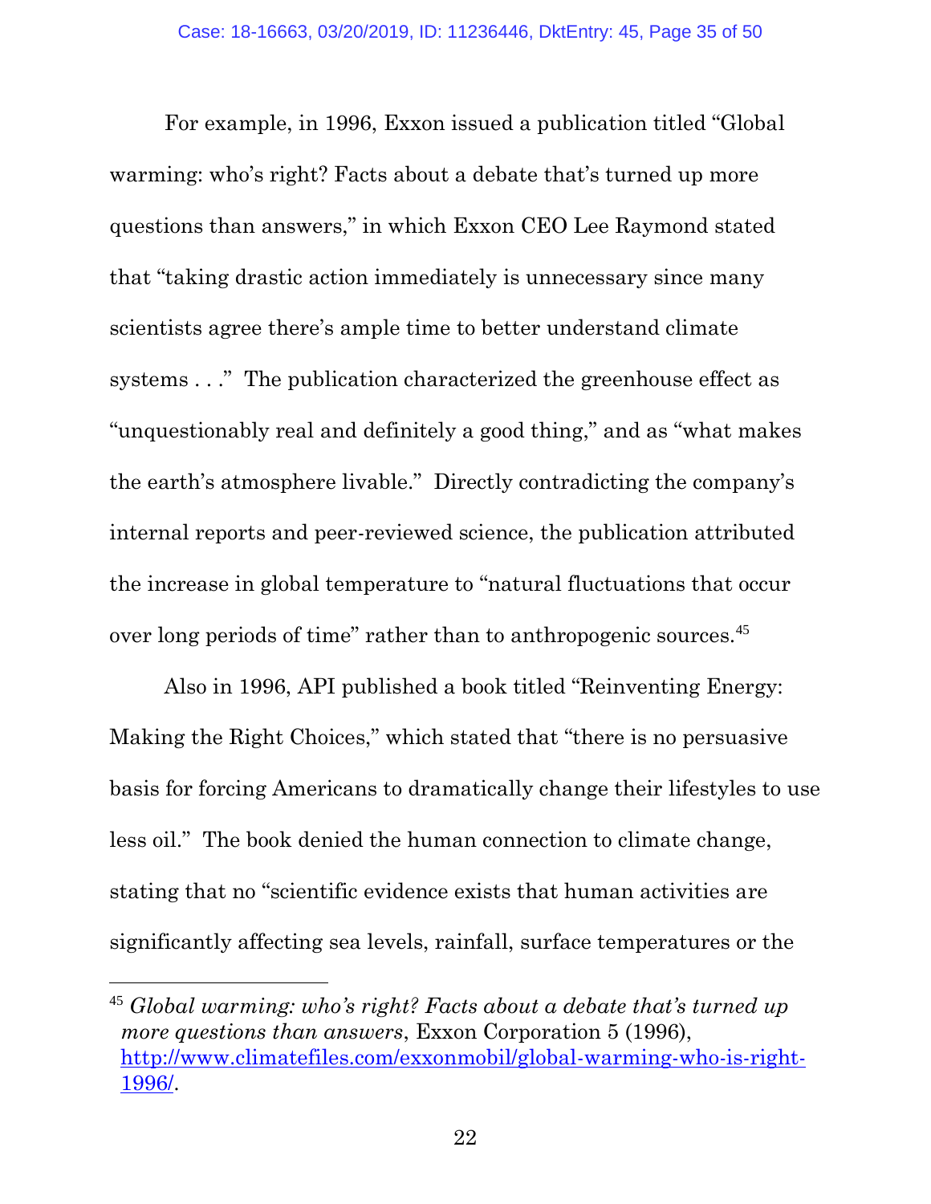For example, in 1996, Exxon issued a publication titled "Global warming: who's right? Facts about a debate that's turned up more questions than answers," in which Exxon CEO Lee Raymond stated that "taking drastic action immediately is unnecessary since many scientists agree there's ample time to better understand climate systems . . ." The publication characterized the greenhouse effect as "unquestionably real and definitely a good thing," and as "what makes the earth's atmosphere livable." Directly contradicting the company's internal reports and peer-reviewed science, the publication attributed the increase in global temperature to "natural fluctuations that occur over long periods of time" rather than to anthropogenic sources.[45]

Also in 1996, API published a book titled "Reinventing Energy: Making the Right Choices," which stated that "there is no persuasive basis for forcing Americans to dramatically change their lifestyles to use less oil." The book denied the human connection to climate change, stating that no "scientific evidence exists that human activities are significantly affecting sea levels, rainfall, surface temperatures or the

---

[45] *Global warming: who's right? Facts about a debate that's turned up more questions than answers*, Exxon Corporation 5 (1996), http://www.climatefiles.com/exxonmobil/global-warming-who-is-right-1996/.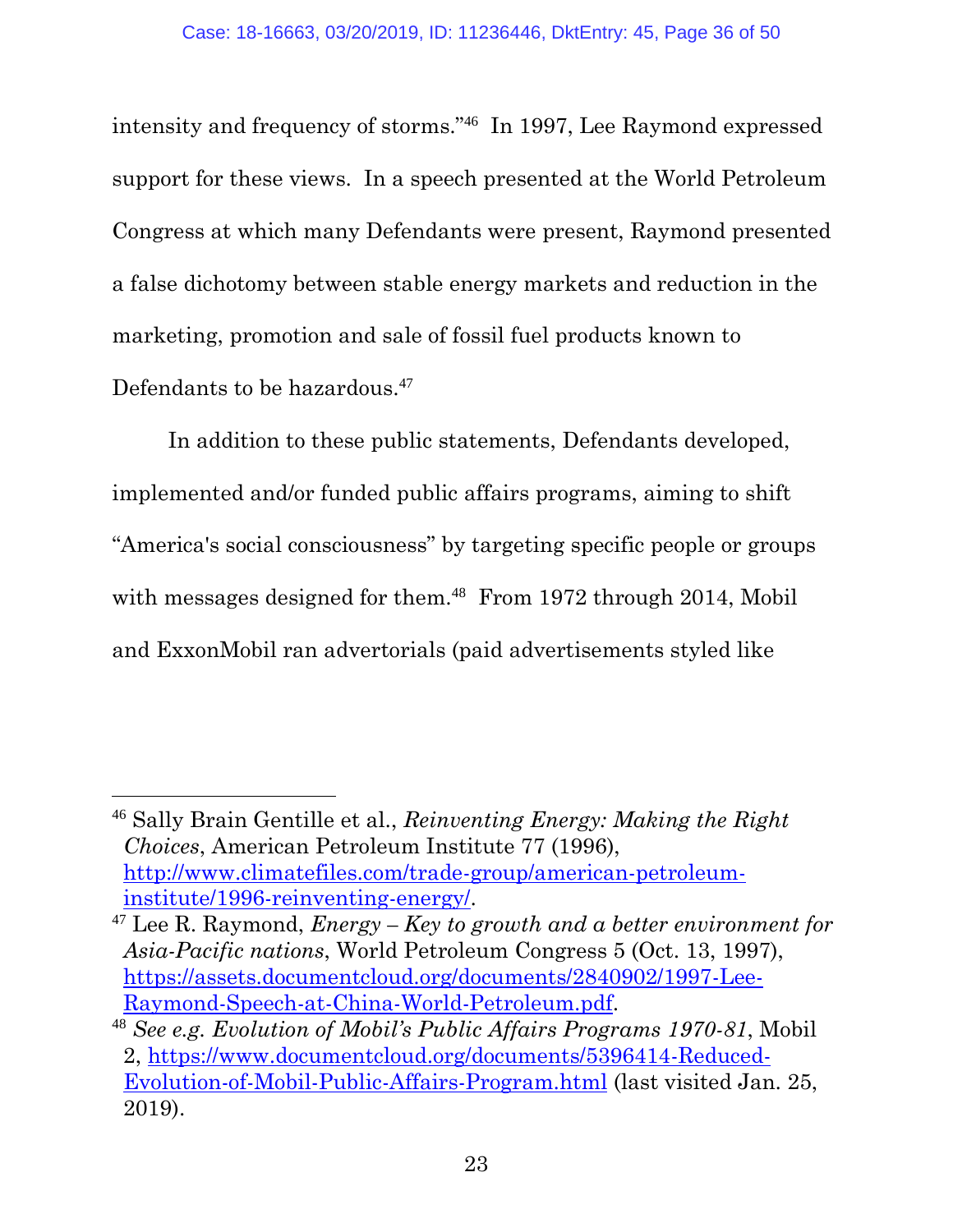intensity and frequency of storms."[46] In 1997, Lee Raymond expressed support for these views. In a speech presented at the World Petroleum Congress at which many Defendants were present, Raymond presented a false dichotomy between stable energy markets and reduction in the marketing, promotion and sale of fossil fuel products known to Defendants to be hazardous.[47]

In addition to these public statements, Defendants developed, implemented and/or funded public affairs programs, aiming to shift "America's social consciousness" by targeting specific people or groups with messages designed for them.[48] From 1972 through 2014, Mobil and ExxonMobil ran advertorials (paid advertisements styled like

---

[46] Sally Brain Gentille et al., *Reinventing Energy: Making the Right Choices*, American Petroleum Institute 77 (1996), http://www.climatefiles.com/trade-group/american-petroleum-institute/1996-reinventing-energy/.

[47] Lee R. Raymond, *Energy – Key to growth and a better environment for Asia-Pacific nations*, World Petroleum Congress 5 (Oct. 13, 1997), https://assets.documentcloud.org/documents/2840902/1997-Lee-Raymond-Speech-at-China-World-Petroleum.pdf.

[48] *See e.g. Evolution of Mobil's Public Affairs Programs 1970-81*, Mobil 2, https://www.documentcloud.org/documents/5396414-Reduced-Evolution-of-Mobil-Public-Affairs-Program.html (last visited Jan. 25, 2019).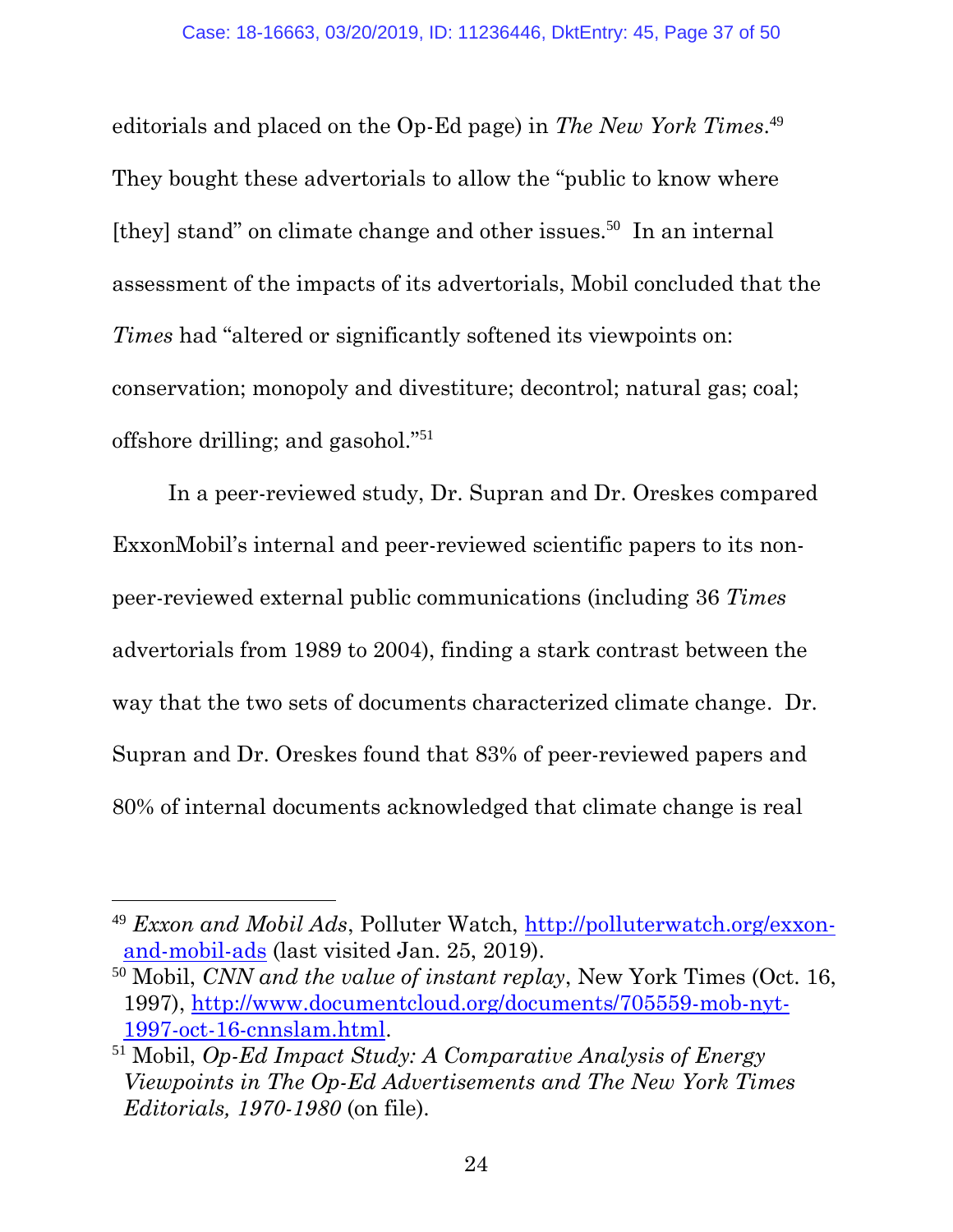editorials and placed on the Op-Ed page) in *The New York Times*.[49] They bought these advertorials to allow the "public to know where [they] stand" on climate change and other issues.[50] In an internal assessment of the impacts of its advertorials, Mobil concluded that the *Times* had "altered or significantly softened its viewpoints on: conservation; monopoly and divestiture; decontrol; natural gas; coal; offshore drilling; and gasohol."[51]

In a peer-reviewed study, Dr. Supran and Dr. Oreskes compared ExxonMobil's internal and peer-reviewed scientific papers to its non-peer-reviewed external public communications (including 36 *Times* advertorials from 1989 to 2004), finding a stark contrast between the way that the two sets of documents characterized climate change. Dr. Supran and Dr. Oreskes found that 83% of peer-reviewed papers and 80% of internal documents acknowledged that climate change is real

---

[49] *Exxon and Mobil Ads*, Polluter Watch, [http://polluterwatch.org/exxon-and-mobil-ads](http://polluterwatch.org/exxon-and-mobil-ads) (last visited Jan. 25, 2019).

[50] Mobil, *CNN and the value of instant replay*, New York Times (Oct. 16, 1997), [http://www.documentcloud.org/documents/705559-mob-nyt-1997-oct-16-cnnslam.html](http://www.documentcloud.org/documents/705559-mob-nyt-1997-oct-16-cnnslam.html).

[51] Mobil, *Op-Ed Impact Study: A Comparative Analysis of Energy Viewpoints in The Op-Ed Advertisements and The New York Times Editorials, 1970-1980* (on file).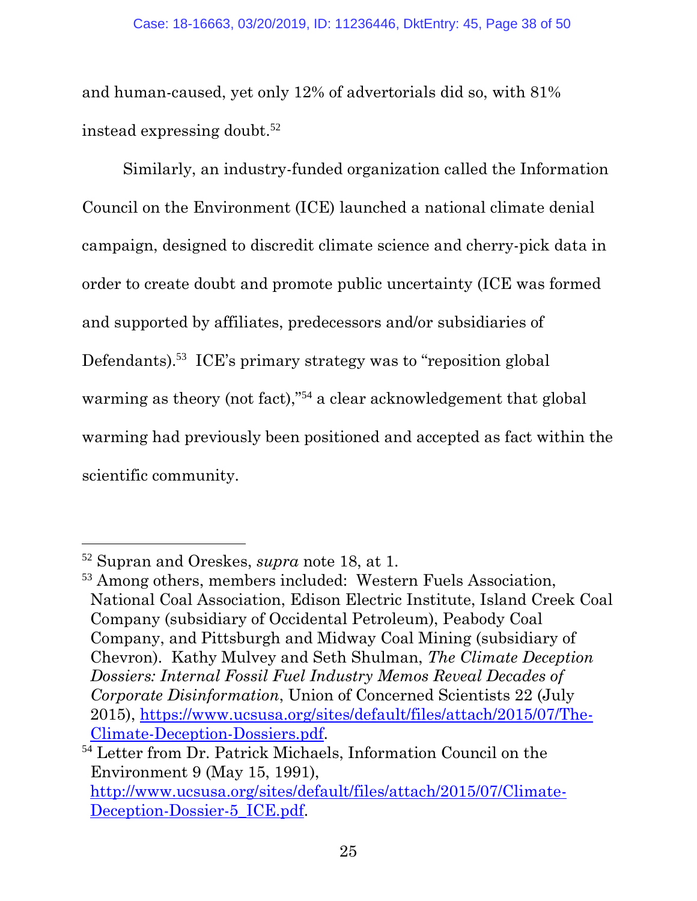and human-caused, yet only 12% of advertorials did so, with 81% instead expressing doubt.[52]

Similarly, an industry-funded organization called the Information Council on the Environment (ICE) launched a national climate denial campaign, designed to discredit climate science and cherry-pick data in order to create doubt and promote public uncertainty (ICE was formed and supported by affiliates, predecessors and/or subsidiaries of Defendants).[53] ICE's primary strategy was to "reposition global warming as theory (not fact),"[54] a clear acknowledgement that global warming had previously been positioned and accepted as fact within the scientific community.

---

[52] Supran and Oreskes, *supra* note 18, at 1.

[53] Among others, members included: Western Fuels Association, National Coal Association, Edison Electric Institute, Island Creek Coal Company (subsidiary of Occidental Petroleum), Peabody Coal Company, and Pittsburgh and Midway Coal Mining (subsidiary of Chevron). Kathy Mulvey and Seth Shulman, *The Climate Deception Dossiers: Internal Fossil Fuel Industry Memos Reveal Decades of Corporate Disinformation*, Union of Concerned Scientists 22 (July 2015), https://www.ucsusa.org/sites/default/files/attach/2015/07/The-Climate-Deception-Dossiers.pdf.

[54] Letter from Dr. Patrick Michaels, Information Council on the Environment 9 (May 15, 1991), http://www.ucsusa.org/sites/default/files/attach/2015/07/Climate-Deception-Dossier-5_ICE.pdf.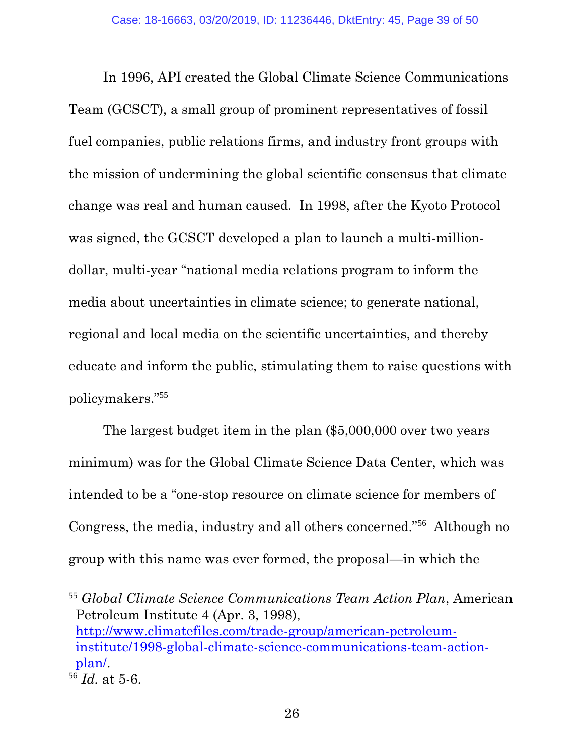In 1996, API created the Global Climate Science Communications Team (GCSCT), a small group of prominent representatives of fossil fuel companies, public relations firms, and industry front groups with the mission of undermining the global scientific consensus that climate change was real and human caused. In 1998, after the Kyoto Protocol was signed, the GCSCT developed a plan to launch a multi-million-dollar, multi-year "national media relations program to inform the media about uncertainties in climate science; to generate national, regional and local media on the scientific uncertainties, and thereby educate and inform the public, stimulating them to raise questions with policymakers."[55]

The largest budget item in the plan ($5,000,000 over two years minimum) was for the Global Climate Science Data Center, which was intended to be a "one-stop resource on climate science for members of Congress, the media, industry and all others concerned."[56] Although no group with this name was ever formed, the proposal—in which the

---

[55] *Global Climate Science Communications Team Action Plan*, American Petroleum Institute 4 (Apr. 3, 1998), http://www.climatefiles.com/trade-group/american-petroleum-institute/1998-global-climate-science-communications-team-action-plan/.

[56] *Id.* at 5-6.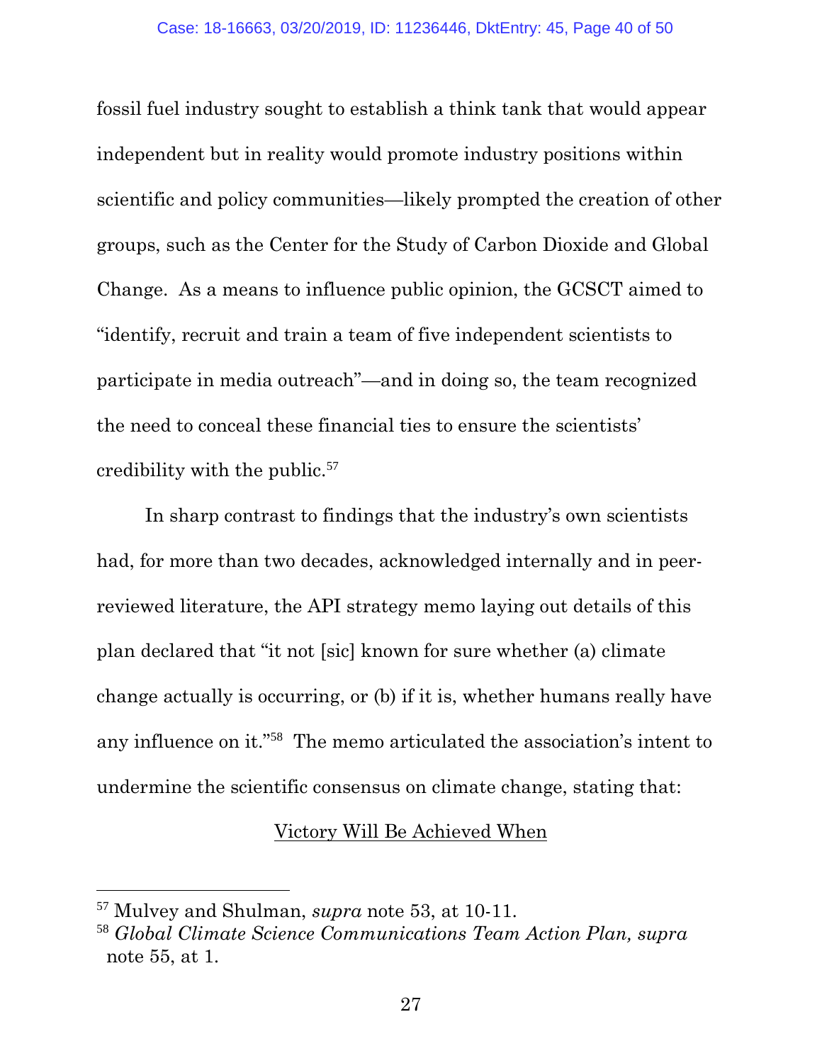fossil fuel industry sought to establish a think tank that would appear independent but in reality would promote industry positions within scientific and policy communities—likely prompted the creation of other groups, such as the Center for the Study of Carbon Dioxide and Global Change. As a means to influence public opinion, the GCSCT aimed to "identify, recruit and train a team of five independent scientists to participate in media outreach"—and in doing so, the team recognized the need to conceal these financial ties to ensure the scientists' credibility with the public.[57]

In sharp contrast to findings that the industry's own scientists had, for more than two decades, acknowledged internally and in peer-reviewed literature, the API strategy memo laying out details of this plan declared that "it not [sic] known for sure whether (a) climate change actually is occurring, or (b) if it is, whether humans really have any influence on it."[58] The memo articulated the association's intent to undermine the scientific consensus on climate change, stating that:

<u>Victory Will Be Achieved When</u>

[57] Mulvey and Shulman, *supra* note 53, at 10-11.

[58] *Global Climate Science Communications Team Action Plan, supra* note 55, at 1.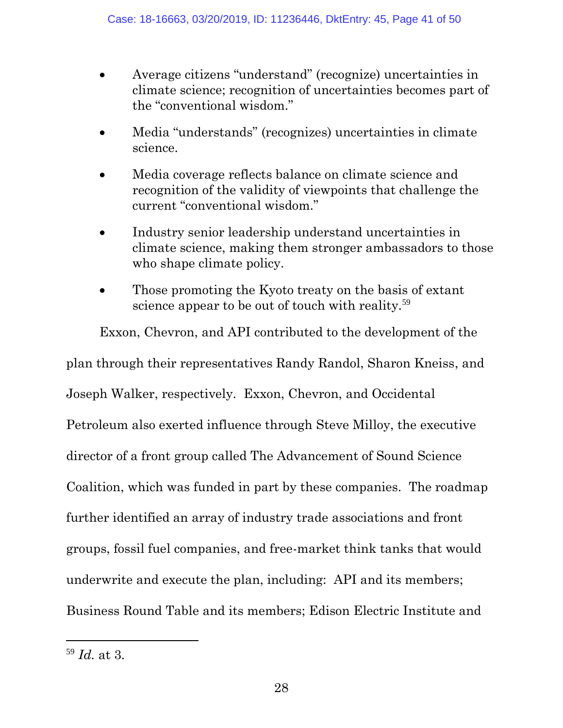- Average citizens "understand" (recognize) uncertainties in climate science; recognition of uncertainties becomes part of the "conventional wisdom."

- Media "understands" (recognizes) uncertainties in climate science.

- Media coverage reflects balance on climate science and recognition of the validity of viewpoints that challenge the current "conventional wisdom."

- Industry senior leadership understand uncertainties in climate science, making them stronger ambassadors to those who shape climate policy.

- Those promoting the Kyoto treaty on the basis of extant science appear to be out of touch with reality.[59]

Exxon, Chevron, and API contributed to the development of the plan through their representatives Randy Randol, Sharon Kneiss, and Joseph Walker, respectively. Exxon, Chevron, and Occidental Petroleum also exerted influence through Steve Milloy, the executive director of a front group called The Advancement of Sound Science Coalition, which was funded in part by these companies. The roadmap further identified an array of industry trade associations and front groups, fossil fuel companies, and free-market think tanks that would underwrite and execute the plan, including: API and its members; Business Round Table and its members; Edison Electric Institute and

[59] *Id.* at 3.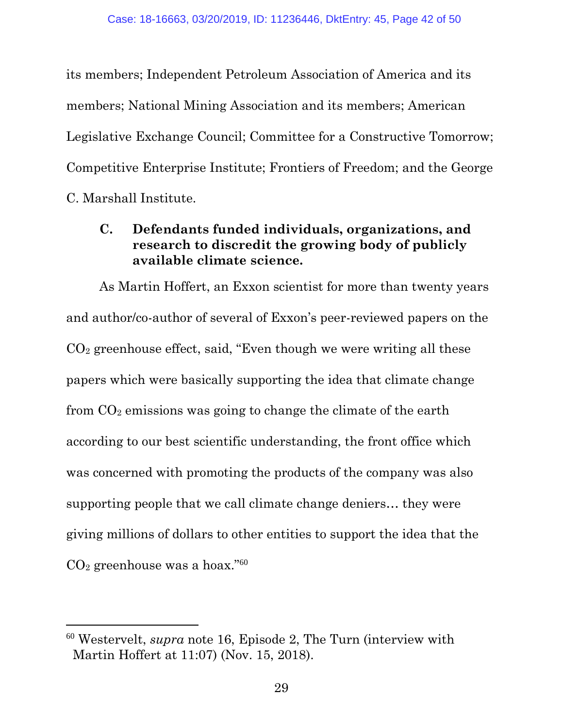its members; Independent Petroleum Association of America and its members; National Mining Association and its members; American Legislative Exchange Council; Committee for a Constructive Tomorrow; Competitive Enterprise Institute; Frontiers of Freedom; and the George C. Marshall Institute.

### C. Defendants funded individuals, organizations, and research to discredit the growing body of publicly available climate science.

As Martin Hoffert, an Exxon scientist for more than twenty years and author/co-author of several of Exxon's peer-reviewed papers on the $CO_2$ greenhouse effect, said, "Even though we were writing all these papers which were basically supporting the idea that climate change from $CO_2$ emissions was going to change the climate of the earth according to our best scientific understanding, the front office which was concerned with promoting the products of the company was also supporting people that we call climate change deniers… they were giving millions of dollars to other entities to support the idea that the $CO_2$ greenhouse was a hoax."[60]

---

[60] Westervelt, *supra* note 16, Episode 2, The Turn (interview with Martin Hoffert at 11:07) (Nov. 15, 2018).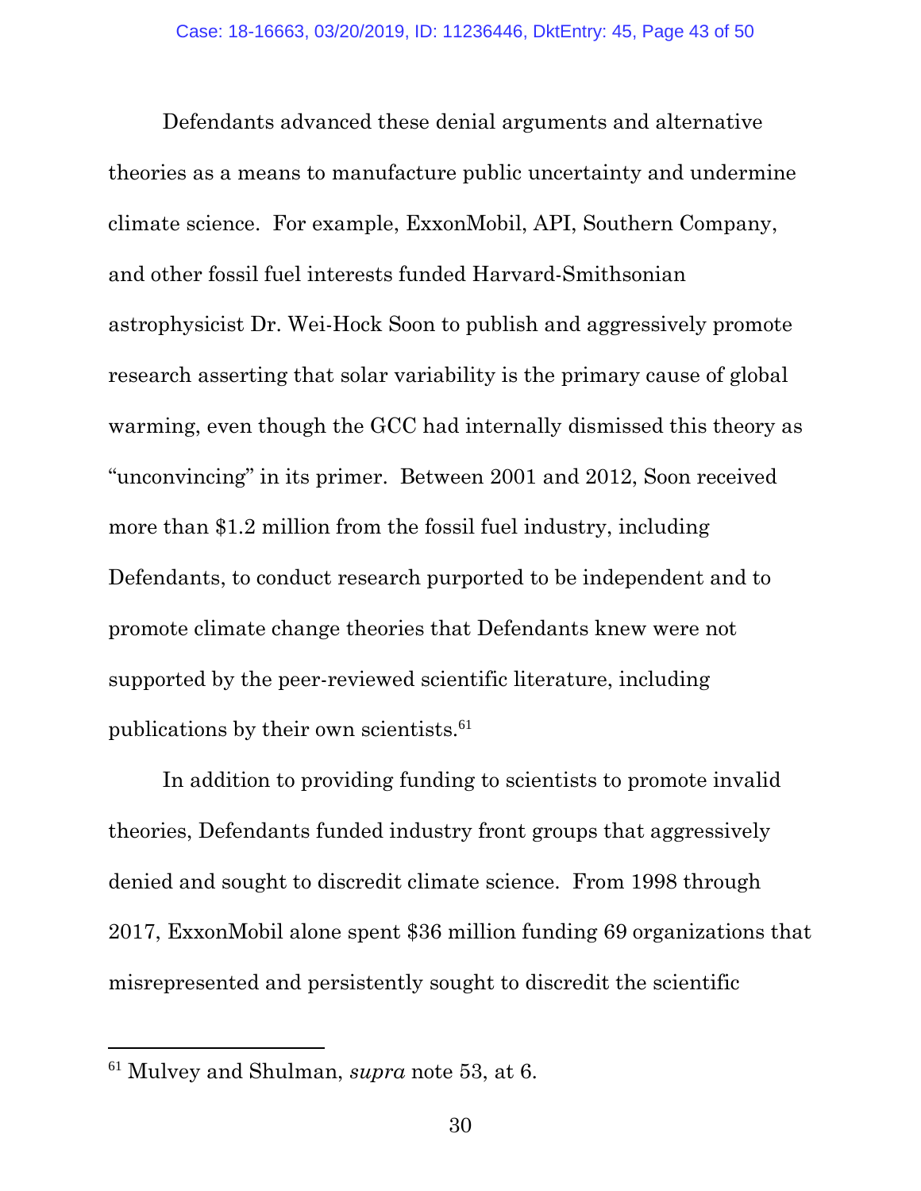Defendants advanced these denial arguments and alternative theories as a means to manufacture public uncertainty and undermine climate science. For example, ExxonMobil, API, Southern Company, and other fossil fuel interests funded Harvard-Smithsonian astrophysicist Dr. Wei-Hock Soon to publish and aggressively promote research asserting that solar variability is the primary cause of global warming, even though the GCC had internally dismissed this theory as "unconvincing" in its primer. Between 2001 and 2012, Soon received more than $1.2 million from the fossil fuel industry, including Defendants, to conduct research purported to be independent and to promote climate change theories that Defendants knew were not supported by the peer-reviewed scientific literature, including publications by their own scientists.[61]

In addition to providing funding to scientists to promote invalid theories, Defendants funded industry front groups that aggressively denied and sought to discredit climate science. From 1998 through 2017, ExxonMobil alone spent $36 million funding 69 organizations that misrepresented and persistently sought to discredit the scientific

---

[61] Mulvey and Shulman, *supra* note 53, at 6.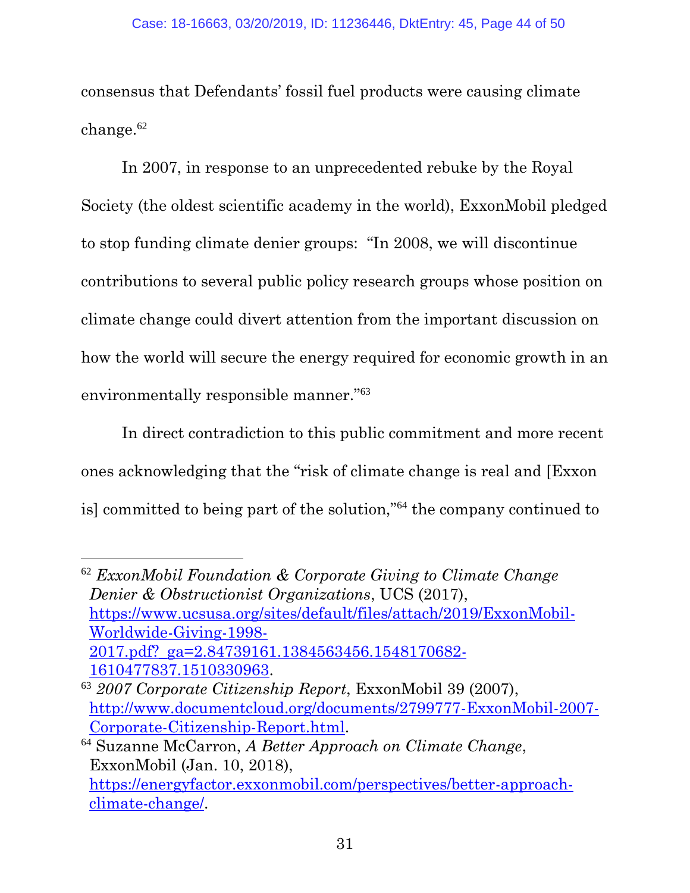consensus that Defendants' fossil fuel products were causing climate change.[62]

In 2007, in response to an unprecedented rebuke by the Royal Society (the oldest scientific academy in the world), ExxonMobil pledged to stop funding climate denier groups: "In 2008, we will discontinue contributions to several public policy research groups whose position on climate change could divert attention from the important discussion on how the world will secure the energy required for economic growth in an environmentally responsible manner."[63]

In direct contradiction to this public commitment and more recent ones acknowledging that the "risk of climate change is real and [Exxon is] committed to being part of the solution,"[64] the company continued to

---

[62] *ExxonMobil Foundation & Corporate Giving to Climate Change Denier & Obstructionist Organizations*, UCS (2017), https://www.ucsusa.org/sites/default/files/attach/2019/ExxonMobil-Worldwide-Giving-1998-2017.pdf?_ga=2.84739161.1384563456.1548170682-1610477837.1510330963.

[63] *2007 Corporate Citizenship Report*, ExxonMobil 39 (2007), http://www.documentcloud.org/documents/2799777-ExxonMobil-2007-Corporate-Citizenship-Report.html.

[64] Suzanne McCarron, *A Better Approach on Climate Change*, ExxonMobil (Jan. 10, 2018), https://energyfactor.exxonmobil.com/perspectives/better-approach-climate-change/.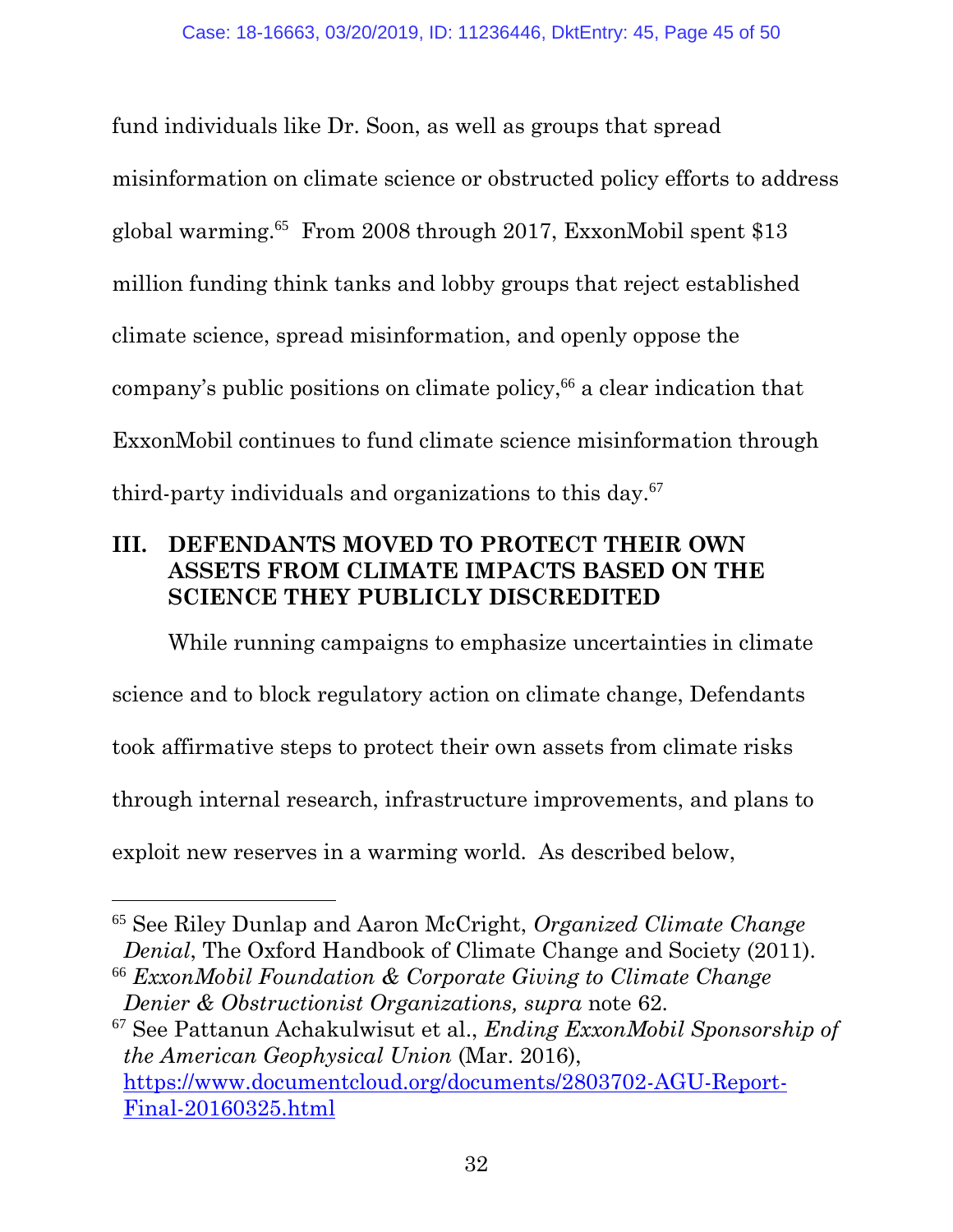fund individuals like Dr. Soon, as well as groups that spread misinformation on climate science or obstructed policy efforts to address global warming.[65] From 2008 through 2017, ExxonMobil spent $13 million funding think tanks and lobby groups that reject established climate science, spread misinformation, and openly oppose the company's public positions on climate policy,[66] a clear indication that ExxonMobil continues to fund climate science misinformation through third-party individuals and organizations to this day.[67]

## III. DEFENDANTS MOVED TO PROTECT THEIR OWN ASSETS FROM CLIMATE IMPACTS BASED ON THE SCIENCE THEY PUBLICLY DISCREDITED

While running campaigns to emphasize uncertainties in climate science and to block regulatory action on climate change, Defendants took affirmative steps to protect their own assets from climate risks through internal research, infrastructure improvements, and plans to exploit new reserves in a warming world. As described below,

---

[65] See Riley Dunlap and Aaron McCright, *Organized Climate Change Denial*, The Oxford Handbook of Climate Change and Society (2011).

[66] *ExxonMobil Foundation & Corporate Giving to Climate Change Denier & Obstructionist Organizations, supra* note 62.

[67] See Pattanun Achakulwisut et al., *Ending ExxonMobil Sponsorship of the American Geophysical Union* (Mar. 2016), https://www.documentcloud.org/documents/2803702-AGU-Report-Final-20160325.html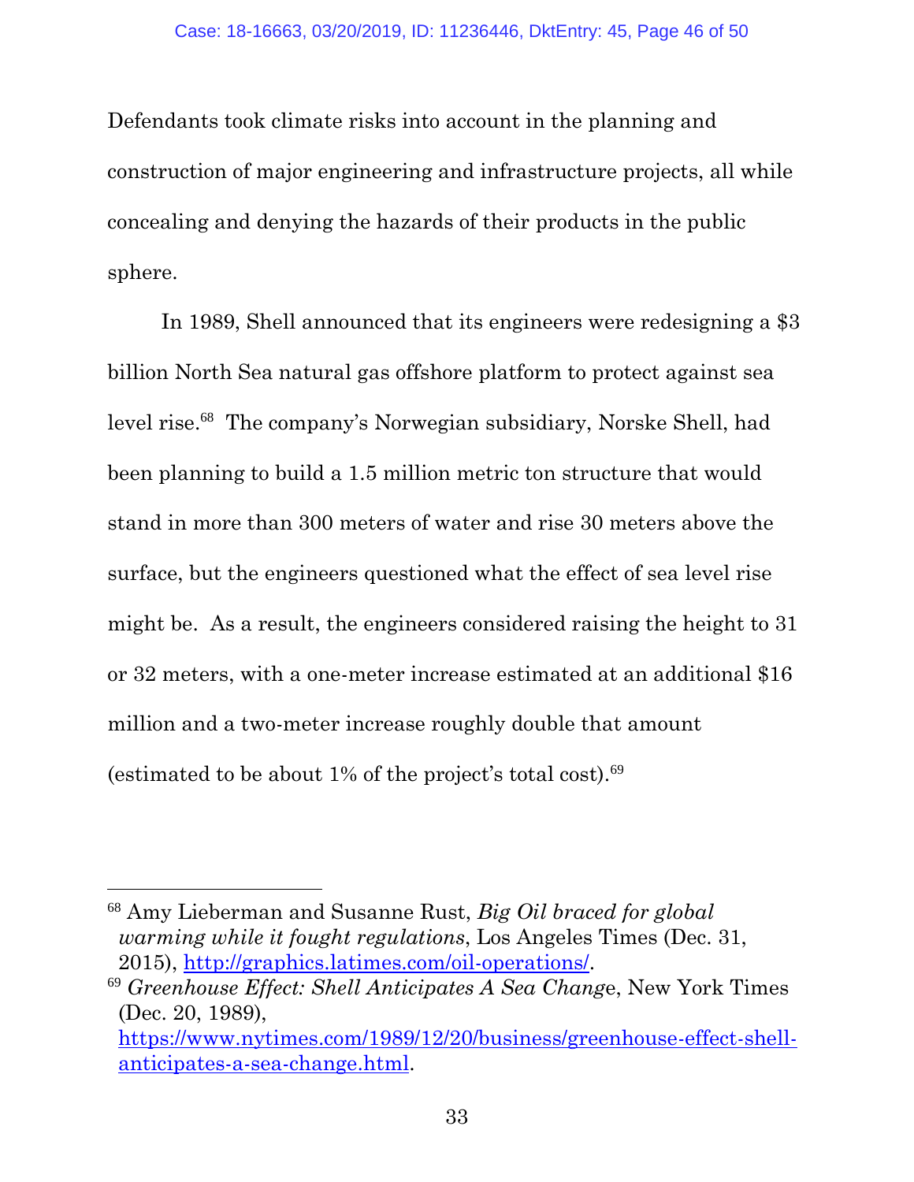Defendants took climate risks into account in the planning and construction of major engineering and infrastructure projects, all while concealing and denying the hazards of their products in the public sphere.

In 1989, Shell announced that its engineers were redesigning a $3 billion North Sea natural gas offshore platform to protect against sea level rise.[68] The company's Norwegian subsidiary, Norske Shell, had been planning to build a 1.5 million metric ton structure that would stand in more than 300 meters of water and rise 30 meters above the surface, but the engineers questioned what the effect of sea level rise might be. As a result, the engineers considered raising the height to 31 or 32 meters, with a one-meter increase estimated at an additional $16 million and a two-meter increase roughly double that amount (estimated to be about 1% of the project's total cost).[69]

---

[68] Amy Lieberman and Susanne Rust, *Big Oil braced for global warming while it fought regulations*, Los Angeles Times (Dec. 31, 2015), http://graphics.latimes.com/oil-operations/.

[69] *Greenhouse Effect: Shell Anticipates A Sea Change*, New York Times (Dec. 20, 1989), https://www.nytimes.com/1989/12/20/business/greenhouse-effect-shell-anticipates-a-sea-change.html.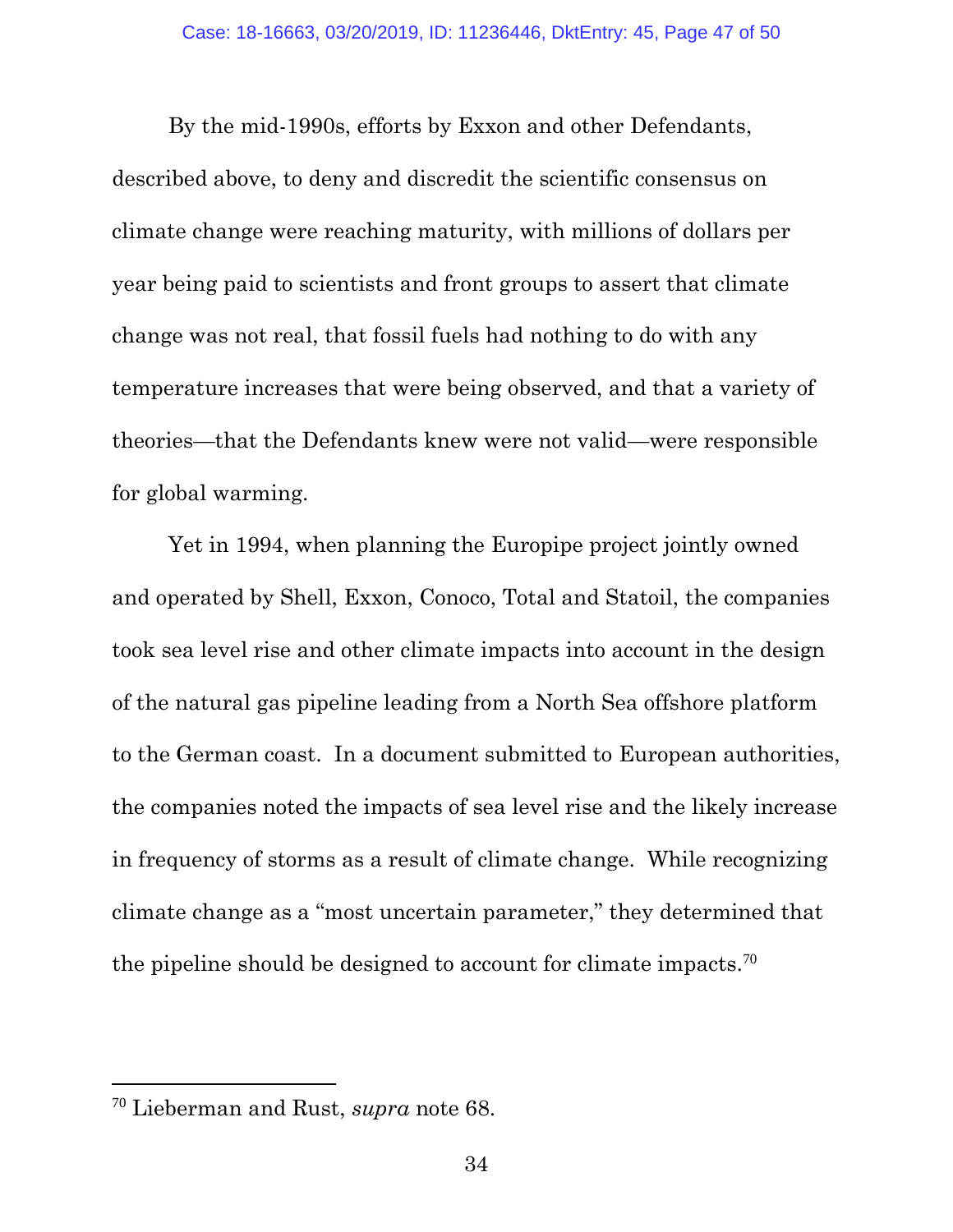By the mid-1990s, efforts by Exxon and other Defendants, described above, to deny and discredit the scientific consensus on climate change were reaching maturity, with millions of dollars per year being paid to scientists and front groups to assert that climate change was not real, that fossil fuels had nothing to do with any temperature increases that were being observed, and that a variety of theories—that the Defendants knew were not valid—were responsible for global warming.

Yet in 1994, when planning the Europipe project jointly owned and operated by Shell, Exxon, Conoco, Total and Statoil, the companies took sea level rise and other climate impacts into account in the design of the natural gas pipeline leading from a North Sea offshore platform to the German coast. In a document submitted to European authorities, the companies noted the impacts of sea level rise and the likely increase in frequency of storms as a result of climate change. While recognizing climate change as a "most uncertain parameter," they determined that the pipeline should be designed to account for climate impacts.[70]

---

[70] Lieberman and Rust, *supra* note 68.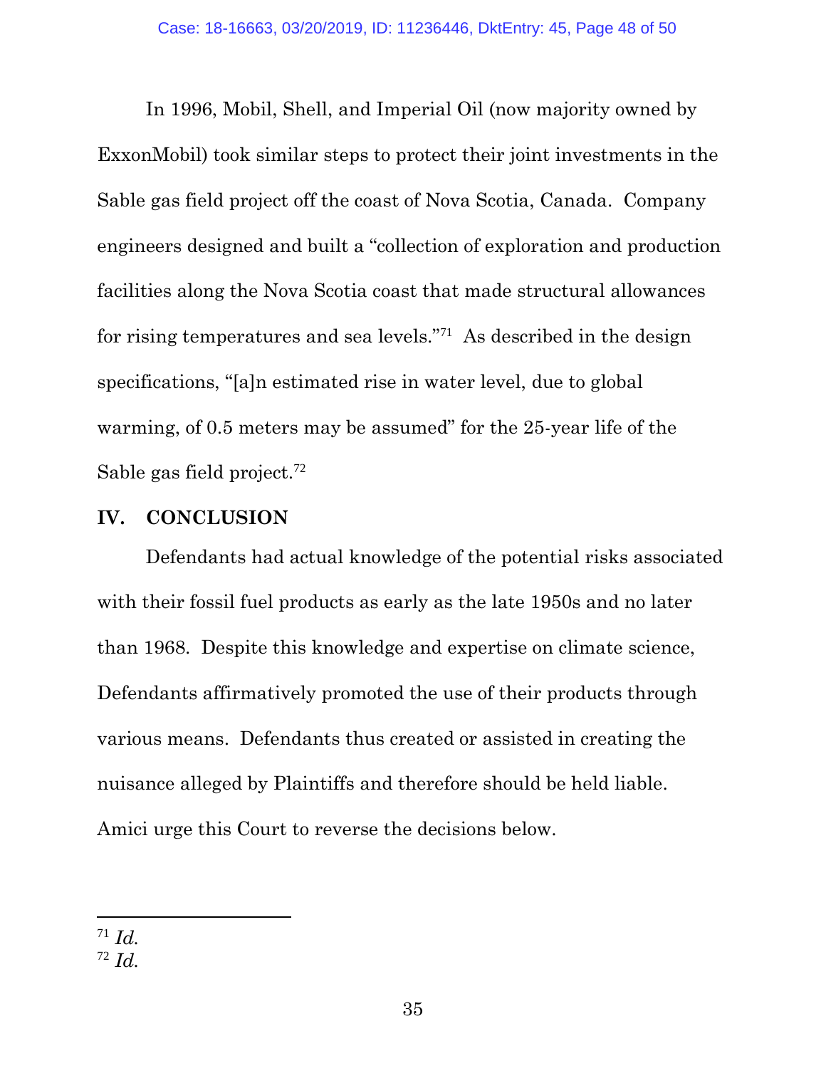In 1996, Mobil, Shell, and Imperial Oil (now majority owned by ExxonMobil) took similar steps to protect their joint investments in the Sable gas field project off the coast of Nova Scotia, Canada. Company engineers designed and built a "collection of exploration and production facilities along the Nova Scotia coast that made structural allowances for rising temperatures and sea levels."[71] As described in the design specifications, "[a]n estimated rise in water level, due to global warming, of 0.5 meters may be assumed" for the 25-year life of the Sable gas field project.[72]

## IV. CONCLUSION

Defendants had actual knowledge of the potential risks associated with their fossil fuel products as early as the late 1950s and no later than 1968. Despite this knowledge and expertise on climate science, Defendants affirmatively promoted the use of their products through various means. Defendants thus created or assisted in creating the nuisance alleged by Plaintiffs and therefore should be held liable. Amici urge this Court to reverse the decisions below.

---

[71] *Id.*

[72] *Id.*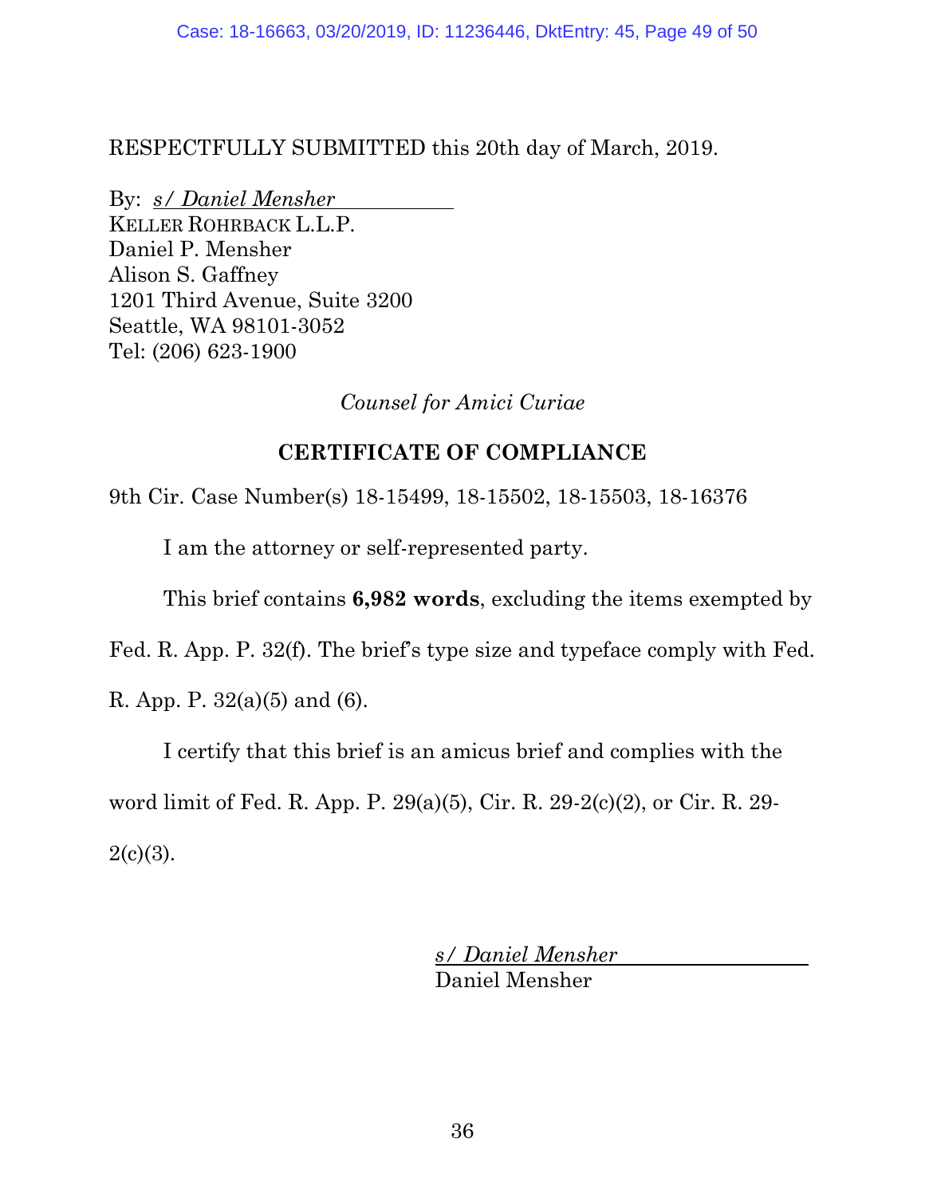RESPECTFULLY SUBMITTED this 20th day of March, 2019.

By: *s/ Daniel Mensher*
KELLER ROHRBACK L.L.P.
Daniel P. Mensher
Alison S. Gaffney
1201 Third Avenue, Suite 3200
Seattle, WA 98101-3052
Tel: (206) 623-1900

*Counsel for Amici Curiae*

## CERTIFICATE OF COMPLIANCE

9th Cir. Case Number(s) 18-15499, 18-15502, 18-15503, 18-16376

I am the attorney or self-represented party.

This brief contains **6,982 words**, excluding the items exempted by Fed. R. App. P. 32(f). The brief's type size and typeface comply with Fed. R. App. P. 32(a)(5) and (6).

I certify that this brief is an amicus brief and complies with the word limit of Fed. R. App. P. 29(a)(5), Cir. R. 29-2(c)(2), or Cir. R. 29-2(c)(3).

*s/ Daniel Mensher*
Daniel Mensher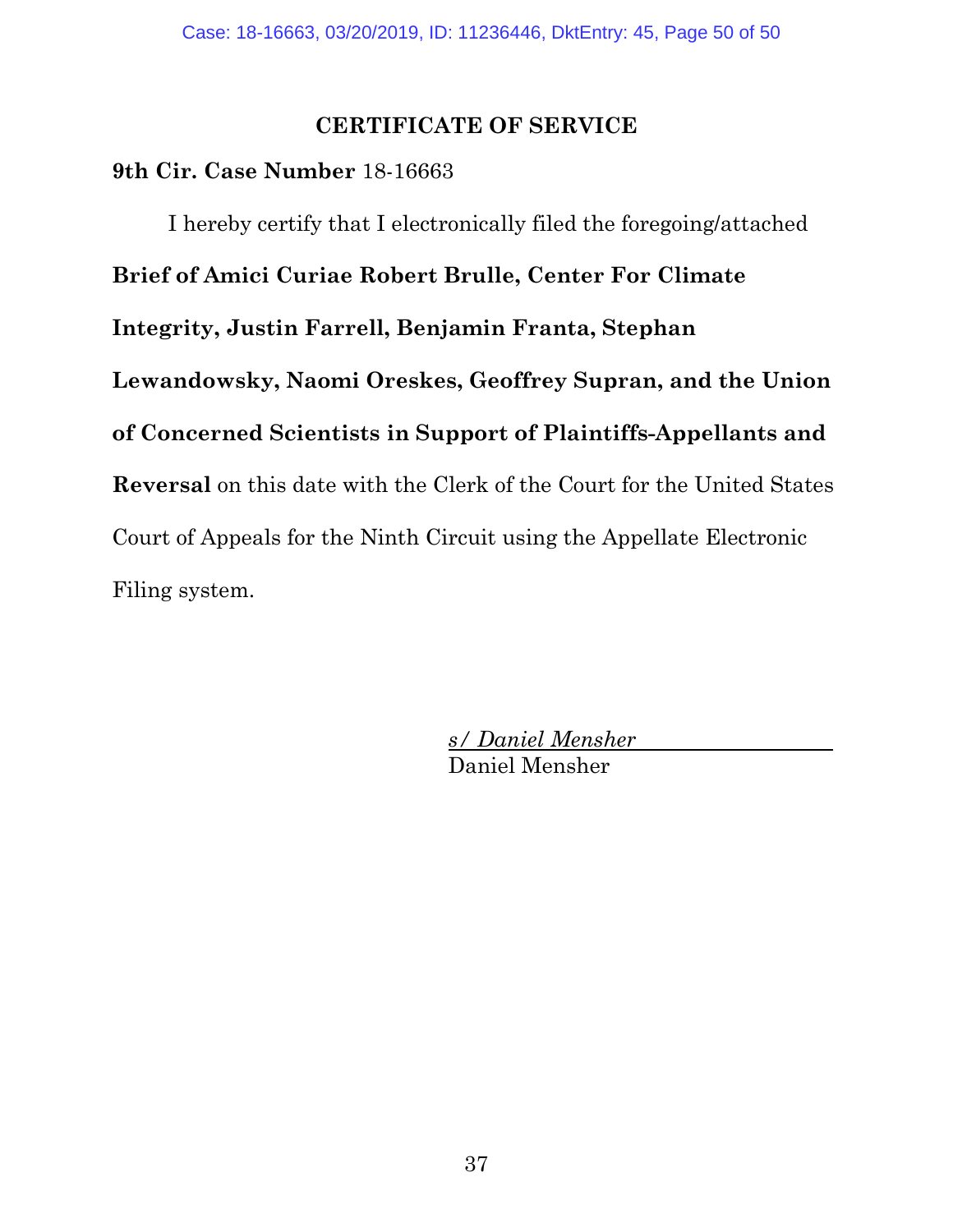## CERTIFICATE OF SERVICE

**9th Cir. Case Number** 18-16663

I hereby certify that I electronically filed the foregoing/attached **Brief of Amici Curiae Robert Brulle, Center For Climate Integrity, Justin Farrell, Benjamin Franta, Stephan Lewandowsky, Naomi Oreskes, Geoffrey Supran, and the Union of Concerned Scientists in Support of Plaintiffs-Appellants and Reversal** on this date with the Clerk of the Court for the United States Court of Appeals for the Ninth Circuit using the Appellate Electronic Filing system.

*s/ Daniel Mensher*
Daniel Mensher